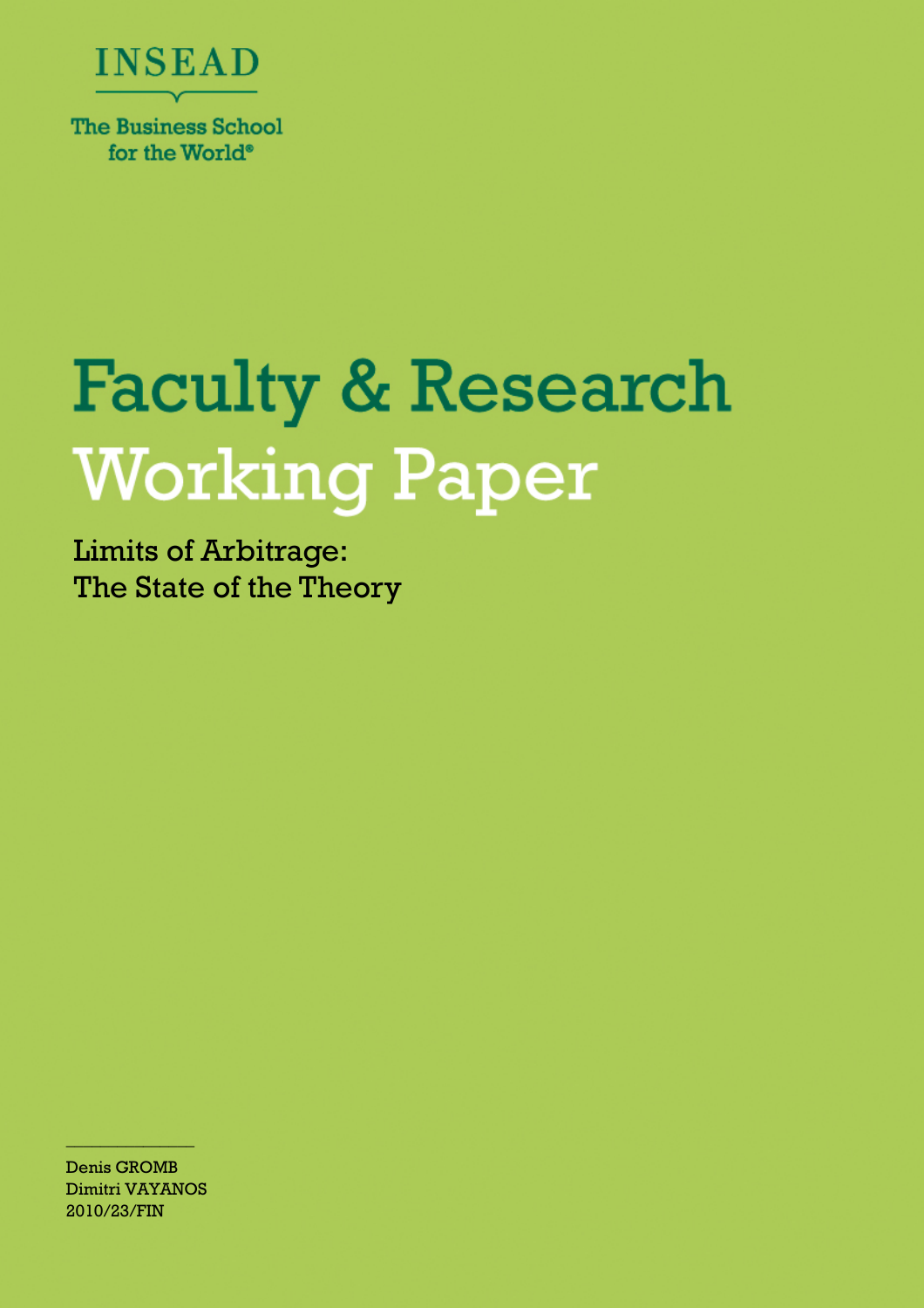INSEAD

The Business School for the World®

# Faculty & Research Working Paper

## Limits of Arbitrage: The State of the Theory

Denis GROMB
Dimitri VAYANOS
2010/23/FIN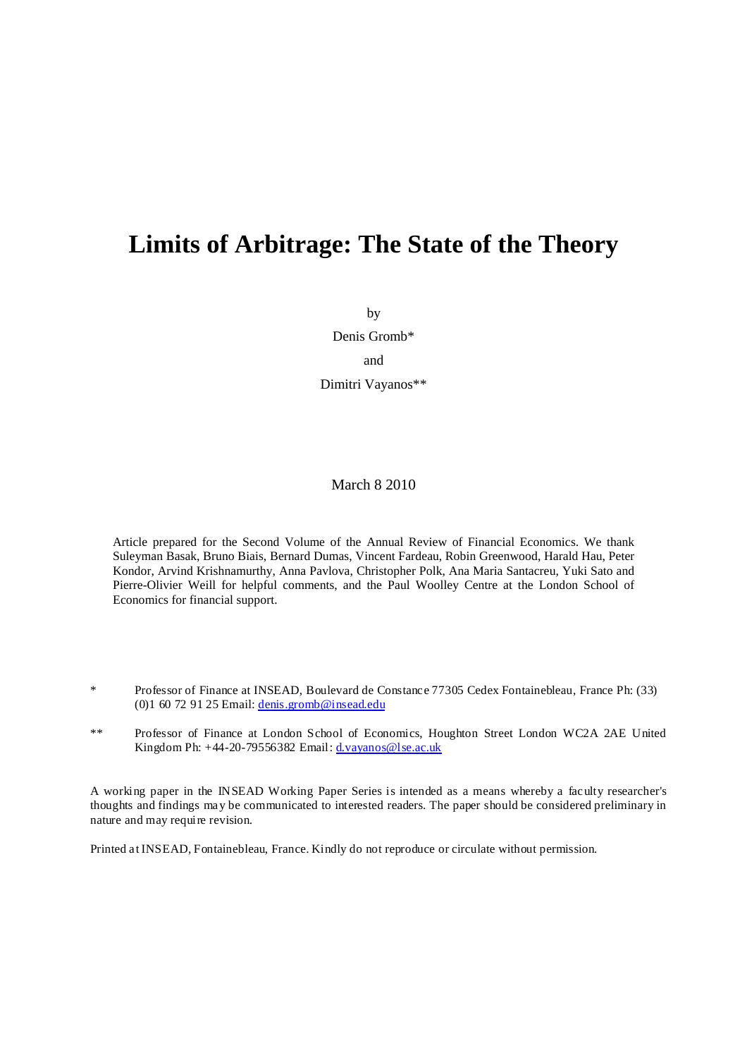# Limits of Arbitrage: The State of the Theory

by

Denis Gromb*

and

Dimitri Vayanos**

March 8 2010

Article prepared for the Second Volume of the Annual Review of Financial Economics. We thank Suleyman Basak, Bruno Biais, Bernard Dumas, Vincent Fardeau, Robin Greenwood, Harald Hau, Peter Kondor, Arvind Krishnamurthy, Anna Pavlova, Christopher Polk, Ana Maria Santacreu, Yuki Sato and Pierre-Olivier Weill for helpful comments, and the Paul Woolley Centre at the London School of Economics for financial support.

\* Professor of Finance at INSEAD, Boulevard de Constance 77305 Cedex Fontainebleau, France Ph: (33) (0)1 60 72 91 25 Email: denis.gromb@insead.edu

\*\* Professor of Finance at London School of Economics, Houghton Street London WC2A 2AE United Kingdom Ph: +44-20-79556382 Email: d.vayanos@lse.ac.uk

A working paper in the INSEAD Working Paper Series is intended as a means whereby a faculty researcher's thoughts and findings may be communicated to interested readers. The paper should be considered preliminary in nature and may require revision.

Printed at INSEAD, Fontainebleau, France. Kindly do not reproduce or circulate without permission.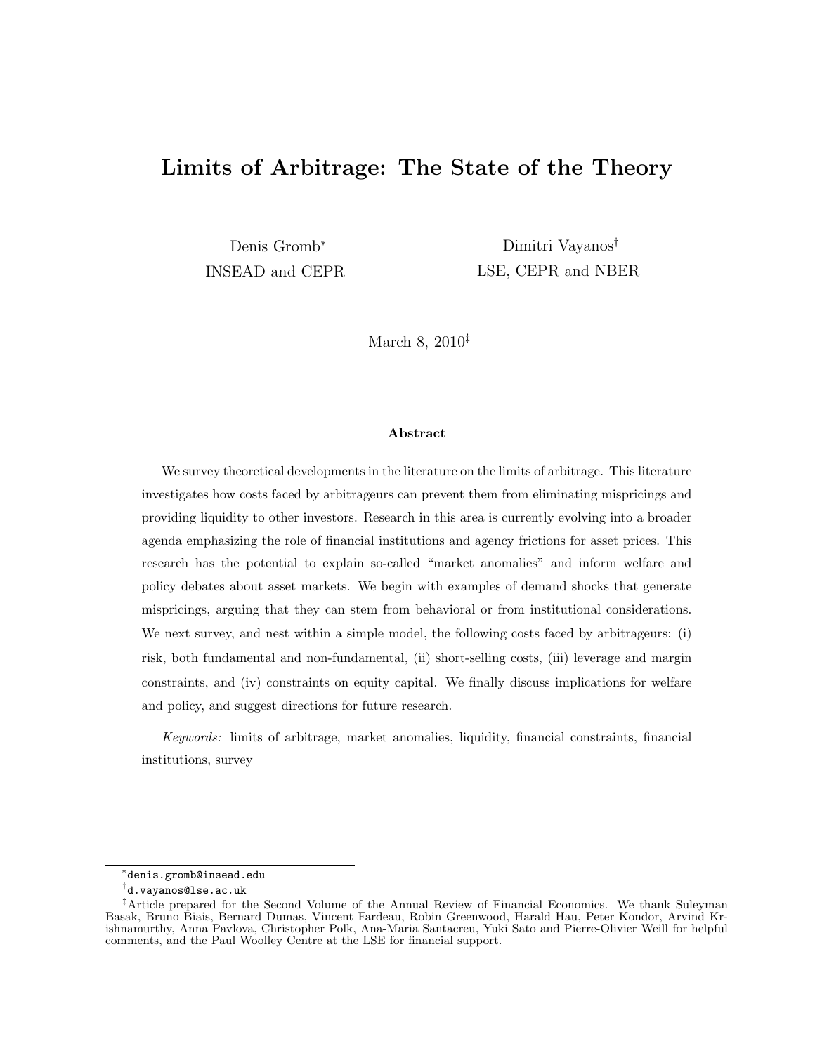# Limits of Arbitrage: The State of the Theory

Denis Gromb[*]
INSEAD and CEPR

Dimitri Vayanos[†]
LSE, CEPR and NBER

March 8, 2010[‡]

### Abstract

We survey theoretical developments in the literature on the limits of arbitrage. This literature investigates how costs faced by arbitrageurs can prevent them from eliminating mispricings and providing liquidity to other investors. Research in this area is currently evolving into a broader agenda emphasizing the role of financial institutions and agency frictions for asset prices. This research has the potential to explain so-called "market anomalies" and inform welfare and policy debates about asset markets. We begin with examples of demand shocks that generate mispricings, arguing that they can stem from behavioral or from institutional considerations. We next survey, and nest within a simple model, the following costs faced by arbitrageurs: (i) risk, both fundamental and non-fundamental, (ii) short-selling costs, (iii) leverage and margin constraints, and (iv) constraints on equity capital. We finally discuss implications for welfare and policy, and suggest directions for future research.

*Keywords:* limits of arbitrage, market anomalies, liquidity, financial constraints, financial institutions, survey

---

[*] denis.gromb@insead.edu

[†] d.vayanos@lse.ac.uk

[‡] Article prepared for the Second Volume of the Annual Review of Financial Economics. We thank Suleyman Basak, Bruno Biais, Bernard Dumas, Vincent Fardeau, Robin Greenwood, Harald Hau, Peter Kondor, Arvind Krishnamurthy, Anna Pavlova, Christopher Polk, Ana-Maria Santacreu, Yuki Sato and Pierre-Olivier Weill for helpful comments, and the Paul Woolley Centre at the LSE for financial support.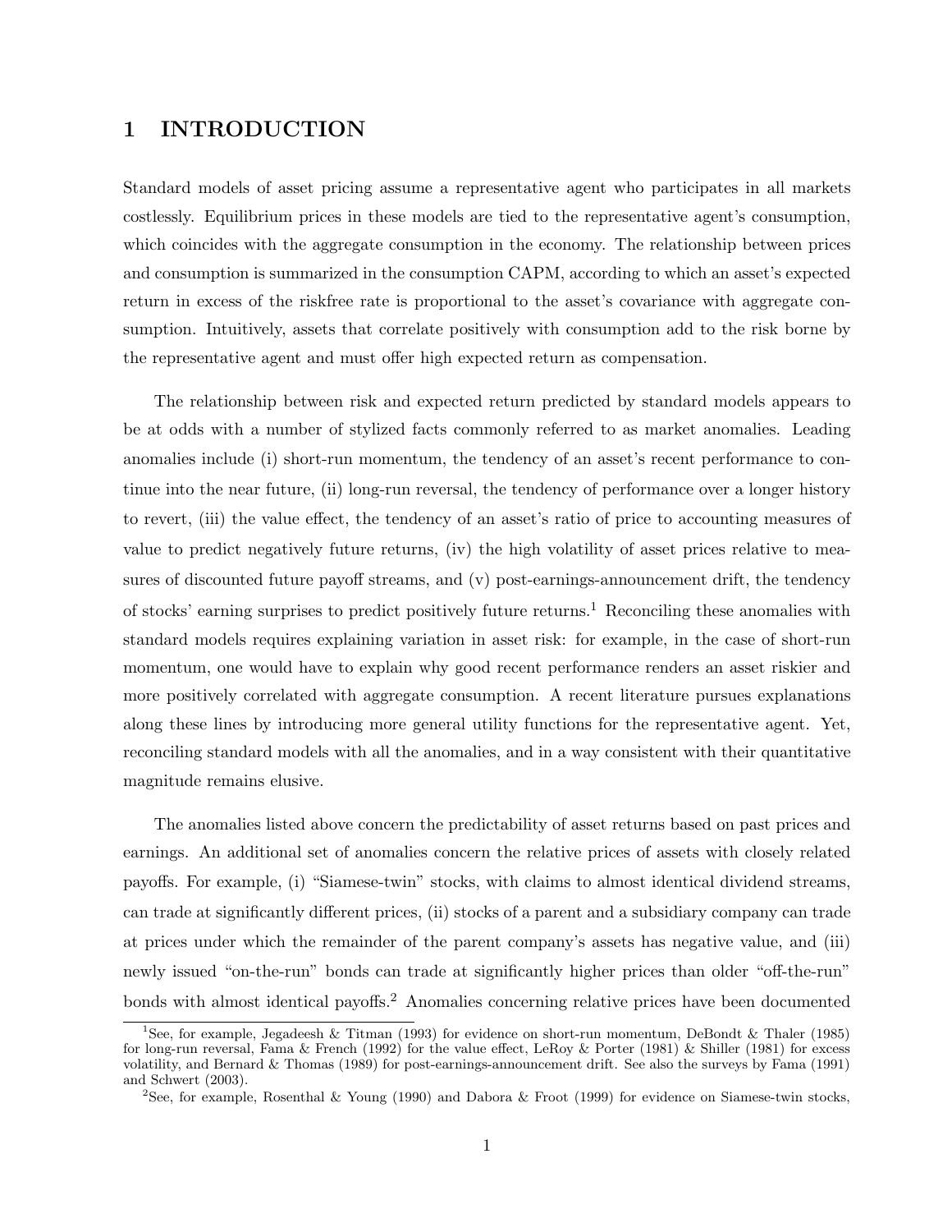# 1 INTRODUCTION

Standard models of asset pricing assume a representative agent who participates in all markets costlessly. Equilibrium prices in these models are tied to the representative agent's consumption, which coincides with the aggregate consumption in the economy. The relationship between prices and consumption is summarized in the consumption CAPM, according to which an asset's expected return in excess of the riskfree rate is proportional to the asset's covariance with aggregate consumption. Intuitively, assets that correlate positively with consumption add to the risk borne by the representative agent and must offer high expected return as compensation.

The relationship between risk and expected return predicted by standard models appears to be at odds with a number of stylized facts commonly referred to as market anomalies. Leading anomalies include (i) short-run momentum, the tendency of an asset's recent performance to continue into the near future, (ii) long-run reversal, the tendency of performance over a longer history to revert, (iii) the value effect, the tendency of an asset's ratio of price to accounting measures of value to predict negatively future returns, (iv) the high volatility of asset prices relative to measures of discounted future payoff streams, and (v) post-earnings-announcement drift, the tendency of stocks' earning surprises to predict positively future returns.[1] Reconciling these anomalies with standard models requires explaining variation in asset risk: for example, in the case of short-run momentum, one would have to explain why good recent performance renders an asset riskier and more positively correlated with aggregate consumption. A recent literature pursues explanations along these lines by introducing more general utility functions for the representative agent. Yet, reconciling standard models with all the anomalies, and in a way consistent with their quantitative magnitude remains elusive.

The anomalies listed above concern the predictability of asset returns based on past prices and earnings. An additional set of anomalies concern the relative prices of assets with closely related payoffs. For example, (i) "Siamese-twin" stocks, with claims to almost identical dividend streams, can trade at significantly different prices, (ii) stocks of a parent and a subsidiary company can trade at prices under which the remainder of the parent company's assets has negative value, and (iii) newly issued "on-the-run" bonds can trade at significantly higher prices than older "off-the-run" bonds with almost identical payoffs.[2] Anomalies concerning relative prices have been documented

[1] See, for example, Jegadeesh & Titman (1993) for evidence on short-run momentum, DeBondt & Thaler (1985) for long-run reversal, Fama & French (1992) for the value effect, LeRoy & Porter (1981) & Shiller (1981) for excess volatility, and Bernard & Thomas (1989) for post-earnings-announcement drift. See also the surveys by Fama (1991) and Schwert (2003).

[2] See, for example, Rosenthal & Young (1990) and Dabora & Froot (1999) for evidence on Siamese-twin stocks,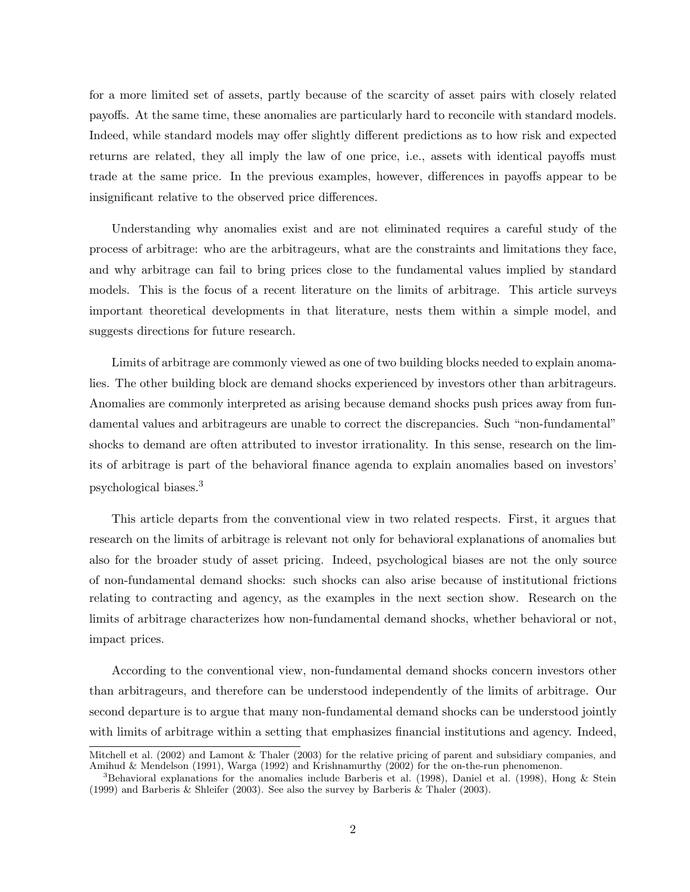for a more limited set of assets, partly because of the scarcity of asset pairs with closely related payoffs. At the same time, these anomalies are particularly hard to reconcile with standard models. Indeed, while standard models may offer slightly different predictions as to how risk and expected returns are related, they all imply the law of one price, i.e., assets with identical payoffs must trade at the same price. In the previous examples, however, differences in payoffs appear to be insignificant relative to the observed price differences.

Understanding why anomalies exist and are not eliminated requires a careful study of the process of arbitrage: who are the arbitrageurs, what are the constraints and limitations they face, and why arbitrage can fail to bring prices close to the fundamental values implied by standard models. This is the focus of a recent literature on the limits of arbitrage. This article surveys important theoretical developments in that literature, nests them within a simple model, and suggests directions for future research.

Limits of arbitrage are commonly viewed as one of two building blocks needed to explain anomalies. The other building block are demand shocks experienced by investors other than arbitrageurs. Anomalies are commonly interpreted as arising because demand shocks push prices away from fundamental values and arbitrageurs are unable to correct the discrepancies. Such "non-fundamental" shocks to demand are often attributed to investor irrationality. In this sense, research on the limits of arbitrage is part of the behavioral finance agenda to explain anomalies based on investors' psychological biases.[3]

This article departs from the conventional view in two related respects. First, it argues that research on the limits of arbitrage is relevant not only for behavioral explanations of anomalies but also for the broader study of asset pricing. Indeed, psychological biases are not the only source of non-fundamental demand shocks: such shocks can also arise because of institutional frictions relating to contracting and agency, as the examples in the next section show. Research on the limits of arbitrage characterizes how non-fundamental demand shocks, whether behavioral or not, impact prices.

According to the conventional view, non-fundamental demand shocks concern investors other than arbitrageurs, and therefore can be understood independently of the limits of arbitrage. Our second departure is to argue that many non-fundamental demand shocks can be understood jointly with limits of arbitrage within a setting that emphasizes financial institutions and agency. Indeed,

---

Mitchell et al. (2002) and Lamont & Thaler (2003) for the relative pricing of parent and subsidiary companies, and Amihud & Mendelson (1991), Warga (1992) and Krishnamurthy (2002) for the on-the-run phenomenon.

[3]Behavioral explanations for the anomalies include Barberis et al. (1998), Daniel et al. (1998), Hong & Stein (1999) and Barberis & Shleifer (2003). See also the survey by Barberis & Thaler (2003).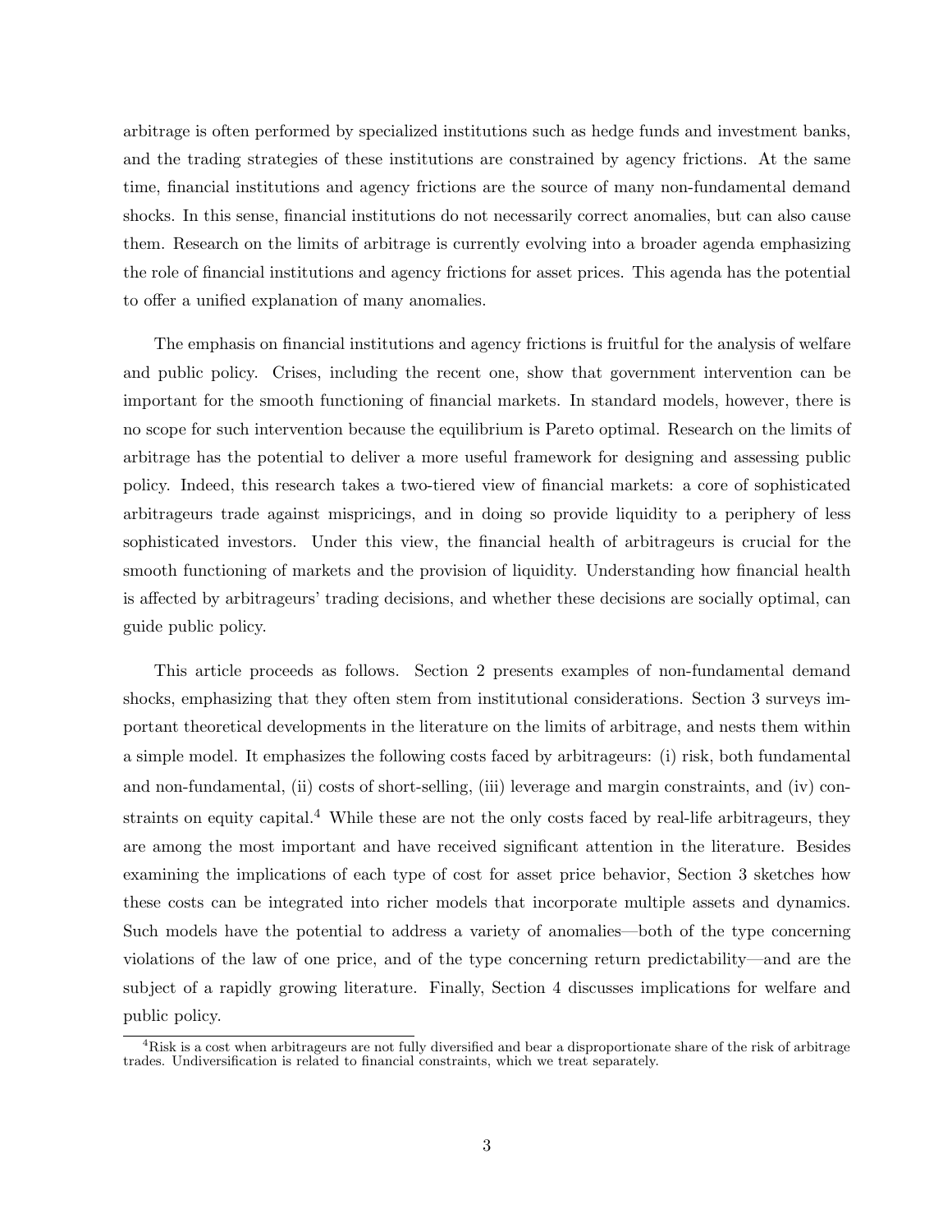arbitrage is often performed by specialized institutions such as hedge funds and investment banks, and the trading strategies of these institutions are constrained by agency frictions. At the same time, financial institutions and agency frictions are the source of many non-fundamental demand shocks. In this sense, financial institutions do not necessarily correct anomalies, but can also cause them. Research on the limits of arbitrage is currently evolving into a broader agenda emphasizing the role of financial institutions and agency frictions for asset prices. This agenda has the potential to offer a unified explanation of many anomalies.

The emphasis on financial institutions and agency frictions is fruitful for the analysis of welfare and public policy. Crises, including the recent one, show that government intervention can be important for the smooth functioning of financial markets. In standard models, however, there is no scope for such intervention because the equilibrium is Pareto optimal. Research on the limits of arbitrage has the potential to deliver a more useful framework for designing and assessing public policy. Indeed, this research takes a two-tiered view of financial markets: a core of sophisticated arbitrageurs trade against mispricings, and in doing so provide liquidity to a periphery of less sophisticated investors. Under this view, the financial health of arbitrageurs is crucial for the smooth functioning of markets and the provision of liquidity. Understanding how financial health is affected by arbitrageurs' trading decisions, and whether these decisions are socially optimal, can guide public policy.

This article proceeds as follows. Section 2 presents examples of non-fundamental demand shocks, emphasizing that they often stem from institutional considerations. Section 3 surveys important theoretical developments in the literature on the limits of arbitrage, and nests them within a simple model. It emphasizes the following costs faced by arbitrageurs: (i) risk, both fundamental and non-fundamental, (ii) costs of short-selling, (iii) leverage and margin constraints, and (iv) constraints on equity capital.[4] While these are not the only costs faced by real-life arbitrageurs, they are among the most important and have received significant attention in the literature. Besides examining the implications of each type of cost for asset price behavior, Section 3 sketches how these costs can be integrated into richer models that incorporate multiple assets and dynamics. Such models have the potential to address a variety of anomalies—both of the type concerning violations of the law of one price, and of the type concerning return predictability—and are the subject of a rapidly growing literature. Finally, Section 4 discusses implications for welfare and public policy.

[4]Risk is a cost when arbitrageurs are not fully diversified and bear a disproportionate share of the risk of arbitrage trades. Undiversification is related to financial constraints, which we treat separately.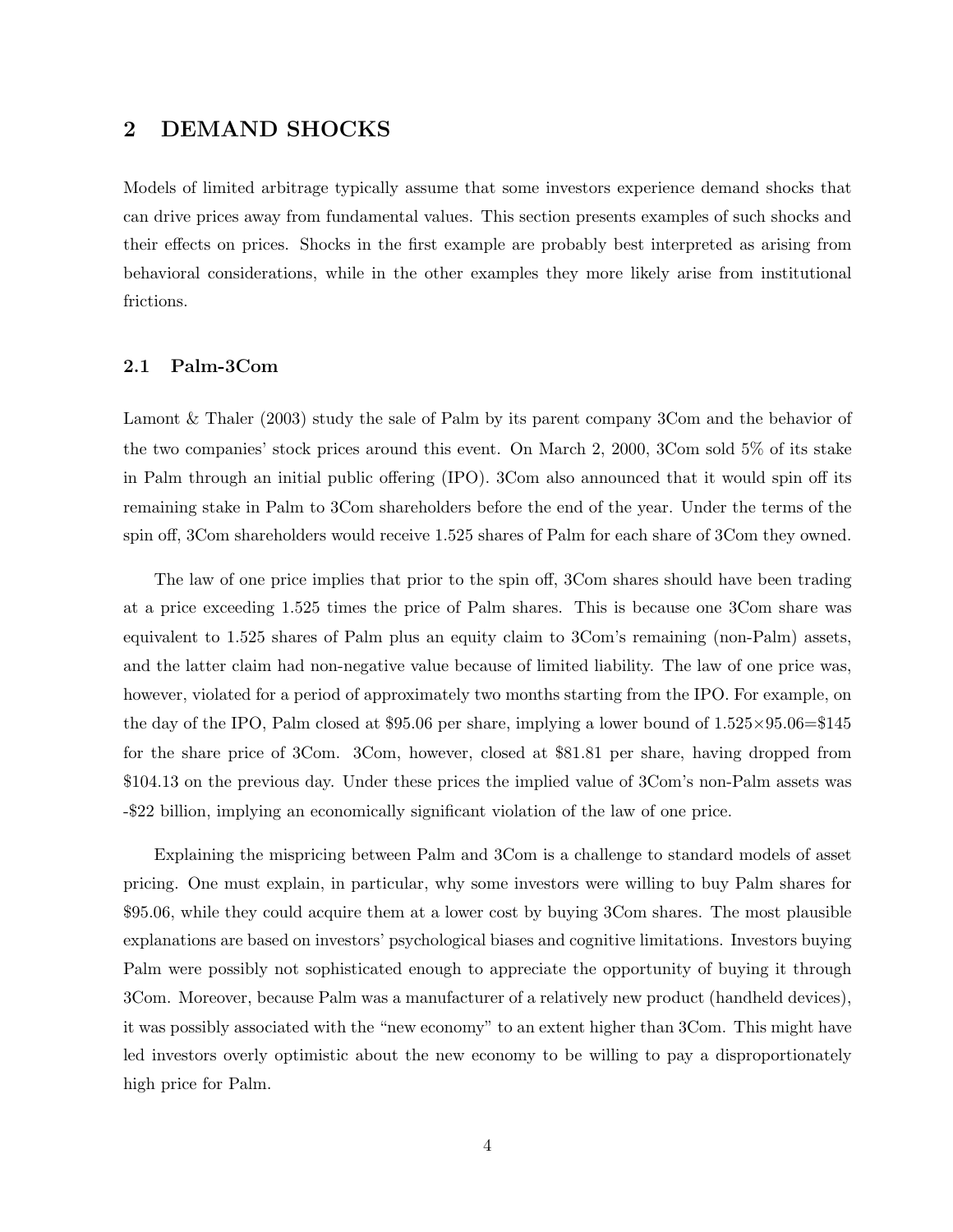## 2 DEMAND SHOCKS

Models of limited arbitrage typically assume that some investors experience demand shocks that can drive prices away from fundamental values. This section presents examples of such shocks and their effects on prices. Shocks in the first example are probably best interpreted as arising from behavioral considerations, while in the other examples they more likely arise from institutional frictions.

### 2.1 Palm-3Com

Lamont & Thaler (2003) study the sale of Palm by its parent company 3Com and the behavior of the two companies' stock prices around this event. On March 2, 2000, 3Com sold 5% of its stake in Palm through an initial public offering (IPO). 3Com also announced that it would spin off its remaining stake in Palm to 3Com shareholders before the end of the year. Under the terms of the spin off, 3Com shareholders would receive 1.525 shares of Palm for each share of 3Com they owned.

The law of one price implies that prior to the spin off, 3Com shares should have been trading at a price exceeding 1.525 times the price of Palm shares. This is because one 3Com share was equivalent to 1.525 shares of Palm plus an equity claim to 3Com's remaining (non-Palm) assets, and the latter claim had non-negative value because of limited liability. The law of one price was, however, violated for a period of approximately two months starting from the IPO. For example, on the day of the IPO, Palm closed at \$95.06 per share, implying a lower bound of $1.525 \times 95.06 = \$145$ for the share price of 3Com. 3Com, however, closed at \$81.81 per share, having dropped from \$104.13 on the previous day. Under these prices the implied value of 3Com's non-Palm assets was -\$22 billion, implying an economically significant violation of the law of one price.

Explaining the mispricing between Palm and 3Com is a challenge to standard models of asset pricing. One must explain, in particular, why some investors were willing to buy Palm shares for \$95.06, while they could acquire them at a lower cost by buying 3Com shares. The most plausible explanations are based on investors' psychological biases and cognitive limitations. Investors buying Palm were possibly not sophisticated enough to appreciate the opportunity of buying it through 3Com. Moreover, because Palm was a manufacturer of a relatively new product (handheld devices), it was possibly associated with the "new economy" to an extent higher than 3Com. This might have led investors overly optimistic about the new economy to be willing to pay a disproportionately high price for Palm.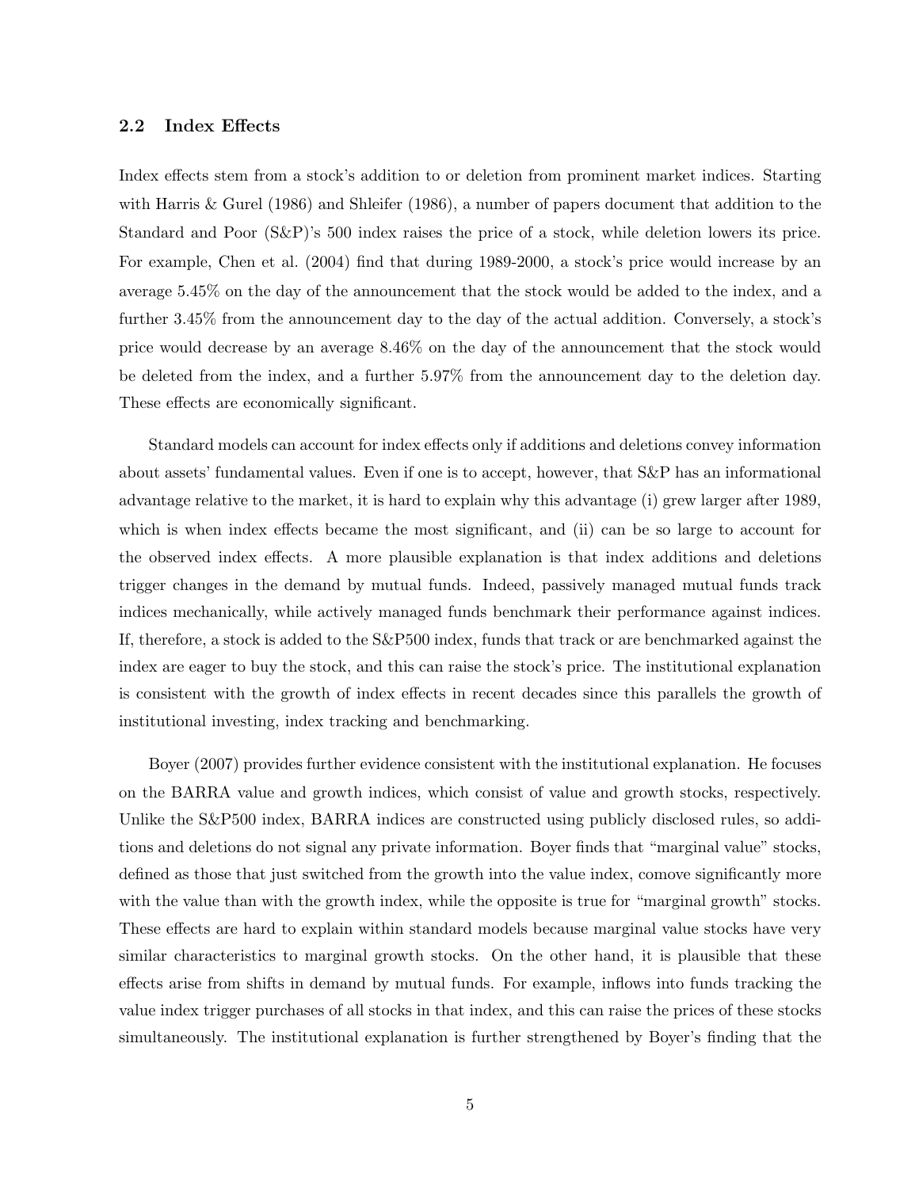### 2.2 Index Effects

Index effects stem from a stock's addition to or deletion from prominent market indices. Starting with Harris & Gurel (1986) and Shleifer (1986), a number of papers document that addition to the Standard and Poor (S&P)'s 500 index raises the price of a stock, while deletion lowers its price. For example, Chen et al. (2004) find that during 1989-2000, a stock's price would increase by an average 5.45% on the day of the announcement that the stock would be added to the index, and a further 3.45% from the announcement day to the day of the actual addition. Conversely, a stock's price would decrease by an average 8.46% on the day of the announcement that the stock would be deleted from the index, and a further 5.97% from the announcement day to the deletion day. These effects are economically significant.

Standard models can account for index effects only if additions and deletions convey information about assets' fundamental values. Even if one is to accept, however, that S&P has an informational advantage relative to the market, it is hard to explain why this advantage (i) grew larger after 1989, which is when index effects became the most significant, and (ii) can be so large to account for the observed index effects. A more plausible explanation is that index additions and deletions trigger changes in the demand by mutual funds. Indeed, passively managed mutual funds track indices mechanically, while actively managed funds benchmark their performance against indices. If, therefore, a stock is added to the S&P500 index, funds that track or are benchmarked against the index are eager to buy the stock, and this can raise the stock's price. The institutional explanation is consistent with the growth of index effects in recent decades since this parallels the growth of institutional investing, index tracking and benchmarking.

Boyer (2007) provides further evidence consistent with the institutional explanation. He focuses on the BARRA value and growth indices, which consist of value and growth stocks, respectively. Unlike the S&P500 index, BARRA indices are constructed using publicly disclosed rules, so additions and deletions do not signal any private information. Boyer finds that "marginal value" stocks, defined as those that just switched from the growth into the value index, comove significantly more with the value than with the growth index, while the opposite is true for "marginal growth" stocks. These effects are hard to explain within standard models because marginal value stocks have very similar characteristics to marginal growth stocks. On the other hand, it is plausible that these effects arise from shifts in demand by mutual funds. For example, inflows into funds tracking the value index trigger purchases of all stocks in that index, and this can raise the prices of these stocks simultaneously. The institutional explanation is further strengthened by Boyer's finding that the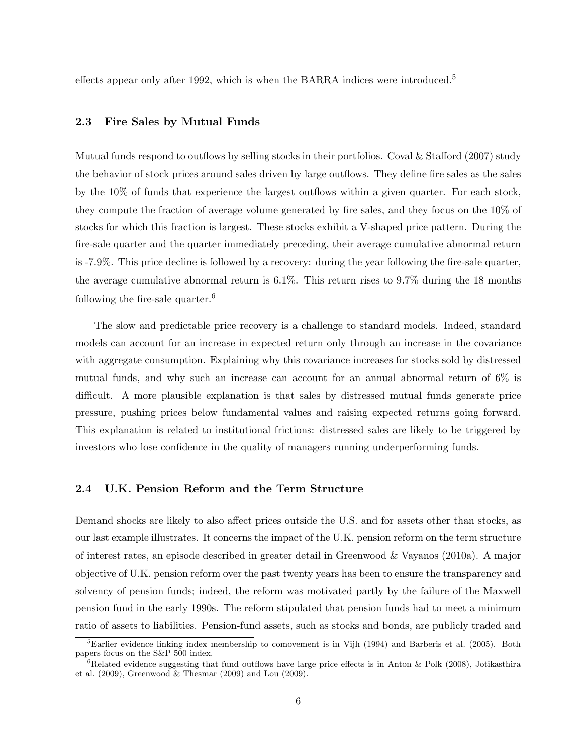effects appear only after 1992, which is when the BARRA indices were introduced.[5]

### 2.3 Fire Sales by Mutual Funds

Mutual funds respond to outflows by selling stocks in their portfolios. Coval & Stafford (2007) study the behavior of stock prices around sales driven by large outflows. They define fire sales as the sales by the 10% of funds that experience the largest outflows within a given quarter. For each stock, they compute the fraction of average volume generated by fire sales, and they focus on the 10% of stocks for which this fraction is largest. These stocks exhibit a V-shaped price pattern. During the fire-sale quarter and the quarter immediately preceding, their average cumulative abnormal return is -7.9%. This price decline is followed by a recovery: during the year following the fire-sale quarter, the average cumulative abnormal return is 6.1%. This return rises to 9.7% during the 18 months following the fire-sale quarter.[6]

The slow and predictable price recovery is a challenge to standard models. Indeed, standard models can account for an increase in expected return only through an increase in the covariance with aggregate consumption. Explaining why this covariance increases for stocks sold by distressed mutual funds, and why such an increase can account for an annual abnormal return of 6% is difficult. A more plausible explanation is that sales by distressed mutual funds generate price pressure, pushing prices below fundamental values and raising expected returns going forward. This explanation is related to institutional frictions: distressed sales are likely to be triggered by investors who lose confidence in the quality of managers running underperforming funds.

### 2.4 U.K. Pension Reform and the Term Structure

Demand shocks are likely to also affect prices outside the U.S. and for assets other than stocks, as our last example illustrates. It concerns the impact of the U.K. pension reform on the term structure of interest rates, an episode described in greater detail in Greenwood & Vayanos (2010a). A major objective of U.K. pension reform over the past twenty years has been to ensure the transparency and solvency of pension funds; indeed, the reform was motivated partly by the failure of the Maxwell pension fund in the early 1990s. The reform stipulated that pension funds had to meet a minimum ratio of assets to liabilities. Pension-fund assets, such as stocks and bonds, are publicly traded and

[5] Earlier evidence linking index membership to comovement is in Vijh (1994) and Barberis et al. (2005). Both papers focus on the S&P 500 index.

[6] Related evidence suggesting that fund outflows have large price effects is in Anton & Polk (2008), Jotikasthira et al. (2009), Greenwood & Thesmar (2009) and Lou (2009).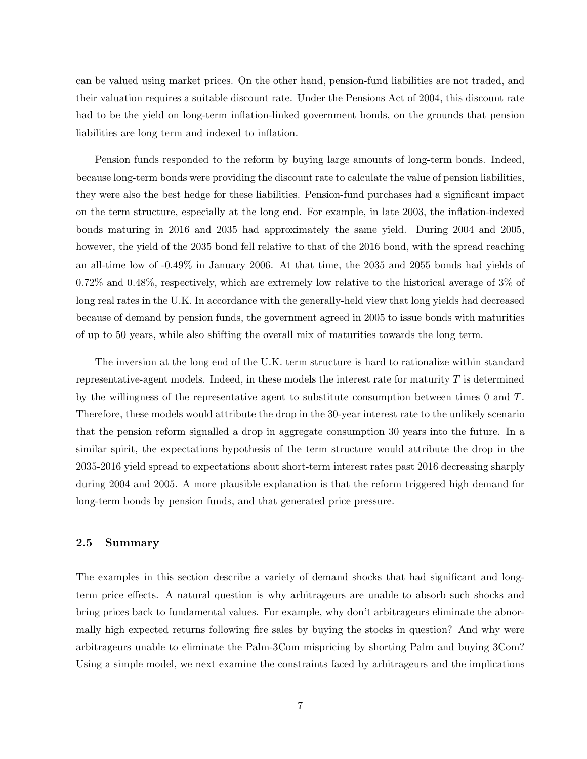can be valued using market prices. On the other hand, pension-fund liabilities are not traded, and their valuation requires a suitable discount rate. Under the Pensions Act of 2004, this discount rate had to be the yield on long-term inflation-linked government bonds, on the grounds that pension liabilities are long term and indexed to inflation.

Pension funds responded to the reform by buying large amounts of long-term bonds. Indeed, because long-term bonds were providing the discount rate to calculate the value of pension liabilities, they were also the best hedge for these liabilities. Pension-fund purchases had a significant impact on the term structure, especially at the long end. For example, in late 2003, the inflation-indexed bonds maturing in 2016 and 2035 had approximately the same yield. During 2004 and 2005, however, the yield of the 2035 bond fell relative to that of the 2016 bond, with the spread reaching an all-time low of -0.49% in January 2006. At that time, the 2035 and 2055 bonds had yields of 0.72% and 0.48%, respectively, which are extremely low relative to the historical average of 3% of long real rates in the U.K. In accordance with the generally-held view that long yields had decreased because of demand by pension funds, the government agreed in 2005 to issue bonds with maturities of up to 50 years, while also shifting the overall mix of maturities towards the long term.

The inversion at the long end of the U.K. term structure is hard to rationalize within standard representative-agent models. Indeed, in these models the interest rate for maturity $T$ is determined by the willingness of the representative agent to substitute consumption between times 0 and $T$. Therefore, these models would attribute the drop in the 30-year interest rate to the unlikely scenario that the pension reform signalled a drop in aggregate consumption 30 years into the future. In a similar spirit, the expectations hypothesis of the term structure would attribute the drop in the 2035-2016 yield spread to expectations about short-term interest rates past 2016 decreasing sharply during 2004 and 2005. A more plausible explanation is that the reform triggered high demand for long-term bonds by pension funds, and that generated price pressure.

### 2.5 Summary

The examples in this section describe a variety of demand shocks that had significant and long-term price effects. A natural question is why arbitrageurs are unable to absorb such shocks and bring prices back to fundamental values. For example, why don't arbitrageurs eliminate the abnormally high expected returns following fire sales by buying the stocks in question? And why were arbitrageurs unable to eliminate the Palm-3Com mispricing by shorting Palm and buying 3Com? Using a simple model, we next examine the constraints faced by arbitrageurs and the implications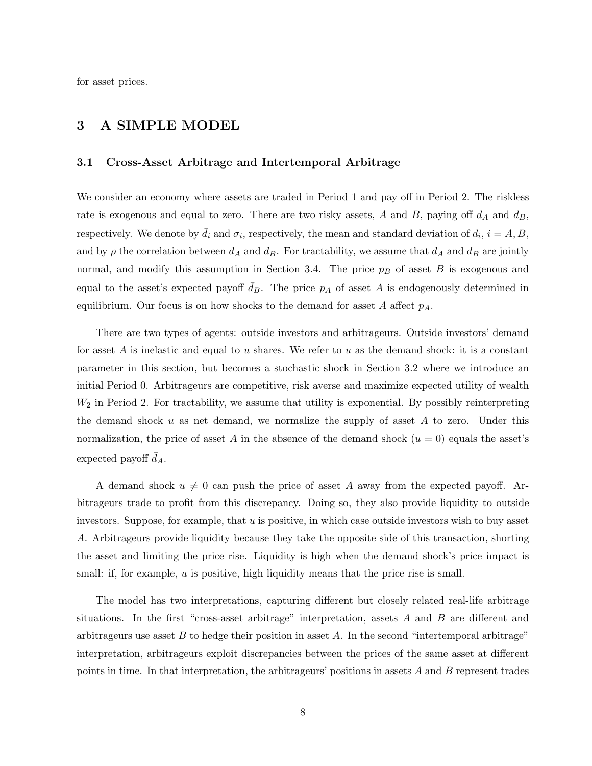for asset prices.

# 3 A SIMPLE MODEL

## 3.1 Cross-Asset Arbitrage and Intertemporal Arbitrage

We consider an economy where assets are traded in Period 1 and pay off in Period 2. The riskless rate is exogenous and equal to zero. There are two risky assets, $A$ and $B$, paying off $d_A$ and $d_B$, respectively. We denote by $\bar{d}_i$ and $\sigma_i$, respectively, the mean and standard deviation of $d_i$, $i = A, B$, and by $\rho$ the correlation between $d_A$ and $d_B$. For tractability, we assume that $d_A$ and $d_B$ are jointly normal, and modify this assumption in Section 3.4. The price $p_B$ of asset $B$ is exogenous and equal to the asset's expected payoff $\bar{d}_B$. The price $p_A$ of asset $A$ is endogenously determined in equilibrium. Our focus is on how shocks to the demand for asset $A$ affect $p_A$.

There are two types of agents: outside investors and arbitrageurs. Outside investors' demand for asset $A$ is inelastic and equal to $u$ shares. We refer to $u$ as the demand shock: it is a constant parameter in this section, but becomes a stochastic shock in Section 3.2 where we introduce an initial Period 0. Arbitrageurs are competitive, risk averse and maximize expected utility of wealth $W_2$ in Period 2. For tractability, we assume that utility is exponential. By possibly reinterpreting the demand shock $u$ as net demand, we normalize the supply of asset $A$ to zero. Under this normalization, the price of asset $A$ in the absence of the demand shock ($u = 0$) equals the asset's expected payoff $\bar{d}_A$.

A demand shock $u \neq 0$ can push the price of asset $A$ away from the expected payoff. Arbitrageurs trade to profit from this discrepancy. Doing so, they also provide liquidity to outside investors. Suppose, for example, that $u$ is positive, in which case outside investors wish to buy asset $A$. Arbitrageurs provide liquidity because they take the opposite side of this transaction, shorting the asset and limiting the price rise. Liquidity is high when the demand shock's price impact is small: if, for example, $u$ is positive, high liquidity means that the price rise is small.

The model has two interpretations, capturing different but closely related real-life arbitrage situations. In the first "cross-asset arbitrage" interpretation, assets $A$ and $B$ are different and arbitrageurs use asset $B$ to hedge their position in asset $A$. In the second "intertemporal arbitrage" interpretation, arbitrageurs exploit discrepancies between the prices of the same asset at different points in time. In that interpretation, the arbitrageurs' positions in assets $A$ and $B$ represent trades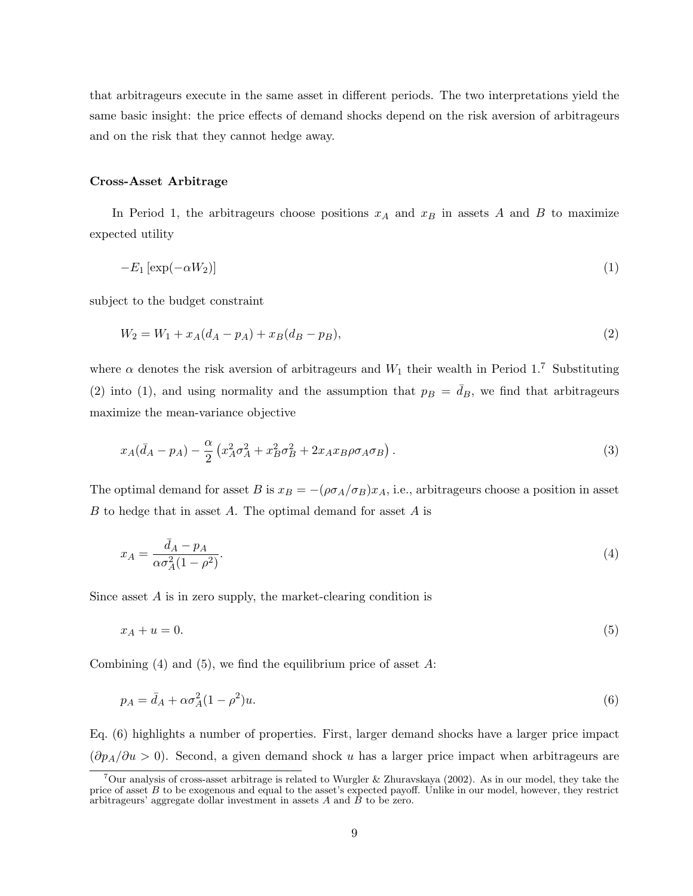that arbitrageurs execute in the same asset in different periods. The two interpretations yield the same basic insight: the price effects of demand shocks depend on the risk aversion of arbitrageurs and on the risk that they cannot hedge away.

**Cross-Asset Arbitrage**

In Period 1, the arbitrageurs choose positions $x_A$ and $x_B$ in assets $A$ and $B$ to maximize expected utility

$$-E_1\left[\exp(-\alpha W_2)\right] \tag{1}$$

subject to the budget constraint

$$W_2 = W_1 + x_A(d_A - p_A) + x_B(d_B - p_B), \tag{2}$$

where $\alpha$ denotes the risk aversion of arbitrageurs and $W_1$ their wealth in Period 1.[7] Substituting (2) into (1), and using normality and the assumption that $p_B = \bar{d}_B$, we find that arbitrageurs maximize the mean-variance objective

$$x_A(\bar{d}_A - p_A) - \frac{\alpha}{2}\left(x_A^2\sigma_A^2 + x_B^2\sigma_B^2 + 2x_Ax_B\rho\sigma_A\sigma_B\right). \tag{3}$$

The optimal demand for asset $B$ is $x_B = -(\rho\sigma_A/\sigma_B)x_A$, i.e., arbitrageurs choose a position in asset $B$ to hedge that in asset $A$. The optimal demand for asset $A$ is

$$x_A = \frac{\bar{d}_A - p_A}{\alpha\sigma_A^2(1-\rho^2)}. \tag{4}$$

Since asset $A$ is in zero supply, the market-clearing condition is

$$x_A + u = 0. \tag{5}$$

Combining (4) and (5), we find the equilibrium price of asset $A$:

$$p_A = \bar{d}_A + \alpha\sigma_A^2(1-\rho^2)u. \tag{6}$$

Eq. (6) highlights a number of properties. First, larger demand shocks have a larger price impact ($\partial p_A/\partial u > 0$). Second, a given demand shock $u$ has a larger price impact when arbitrageurs are

[7] Our analysis of cross-asset arbitrage is related to Wurgler & Zhuravskaya (2002). As in our model, they take the price of asset $B$ to be exogenous and equal to the asset's expected payoff. Unlike in our model, however, they restrict arbitrageurs' aggregate dollar investment in assets $A$ and $B$ to be zero.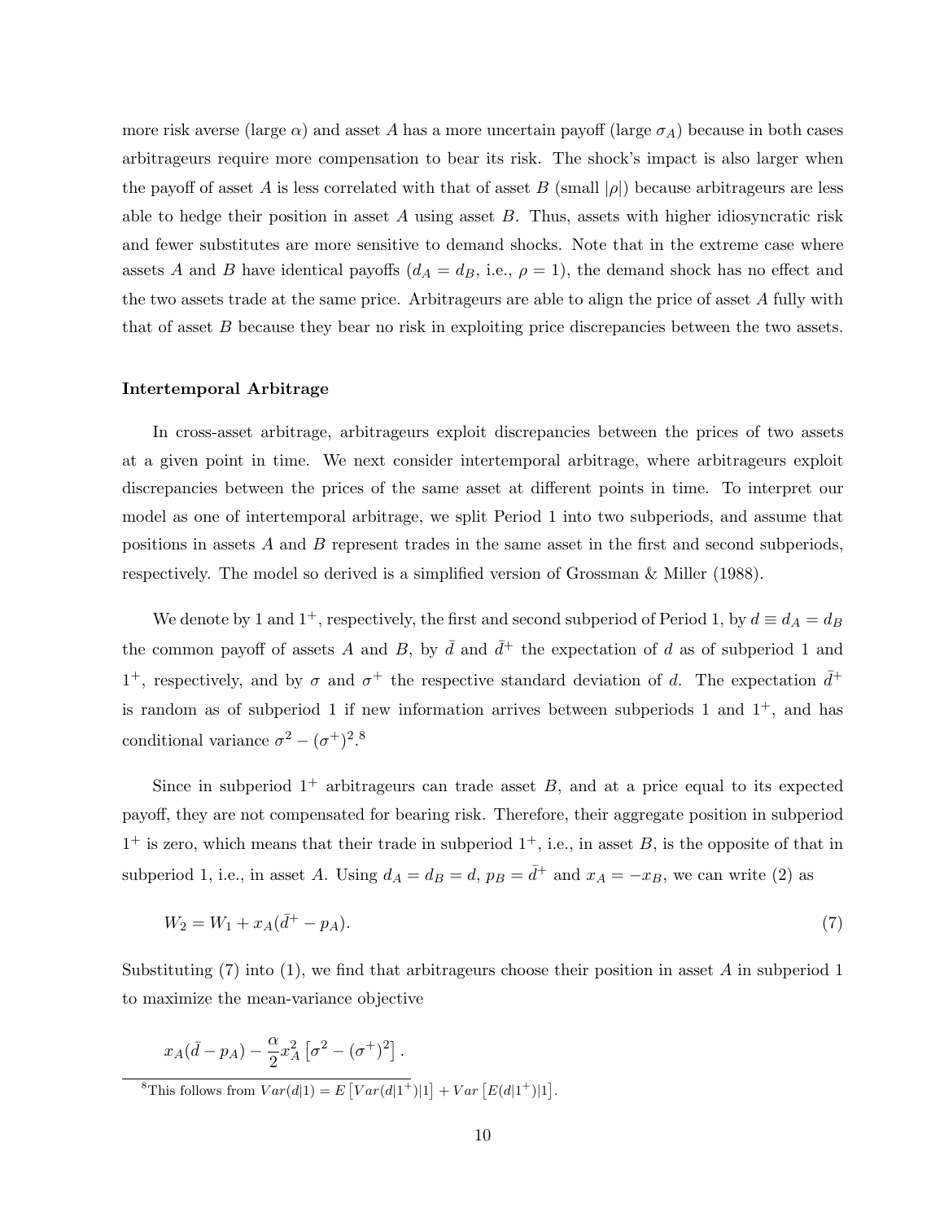more risk averse (large $\alpha$) and asset $A$ has a more uncertain payoff (large $\sigma_A$) because in both cases arbitrageurs require more compensation to bear its risk. The shock's impact is also larger when the payoff of asset $A$ is less correlated with that of asset $B$ (small $|\rho|$) because arbitrageurs are less able to hedge their position in asset $A$ using asset $B$. Thus, assets with higher idiosyncratic risk and fewer substitutes are more sensitive to demand shocks. Note that in the extreme case where assets $A$ and $B$ have identical payoffs ($d_A = d_B$, i.e., $\rho = 1$), the demand shock has no effect and the two assets trade at the same price. Arbitrageurs are able to align the price of asset $A$ fully with that of asset $B$ because they bear no risk in exploiting price discrepancies between the two assets.

**Intertemporal Arbitrage**

In cross-asset arbitrage, arbitrageurs exploit discrepancies between the prices of two assets at a given point in time. We next consider intertemporal arbitrage, where arbitrageurs exploit discrepancies between the prices of the same asset at different points in time. To interpret our model as one of intertemporal arbitrage, we split Period 1 into two subperiods, and assume that positions in assets $A$ and $B$ represent trades in the same asset in the first and second subperiods, respectively. The model so derived is a simplified version of Grossman & Miller (1988).

We denote by 1 and $1^+$, respectively, the first and second subperiod of Period 1, by $d \equiv d_A = d_B$ the common payoff of assets $A$ and $B$, by $\bar{d}$ and $\bar{d}^+$ the expectation of $d$ as of subperiod 1 and $1^+$, respectively, and by $\sigma$ and $\sigma^+$ the respective standard deviation of $d$. The expectation $\bar{d}^+$ is random as of subperiod 1 if new information arrives between subperiods 1 and $1^+$, and has conditional variance $\sigma^2 - (\sigma^+)^2$.[8]

Since in subperiod $1^+$ arbitrageurs can trade asset $B$, and at a price equal to its expected payoff, they are not compensated for bearing risk. Therefore, their aggregate position in subperiod $1^+$ is zero, which means that their trade in subperiod $1^+$, i.e., in asset $B$, is the opposite of that in subperiod 1, i.e., in asset $A$. Using $d_A = d_B = d$, $p_B = \bar{d}^+$ and $x_A = -x_B$, we can write (2) as

$$W_2 = W_1 + x_A(\bar{d}^+ - p_A). \tag{7}$$

Substituting (7) into (1), we find that arbitrageurs choose their position in asset $A$ in subperiod 1 to maximize the mean-variance objective

$$x_A(\bar{d} - p_A) - \frac{\alpha}{2} x_A^2 \left[\sigma^2 - (\sigma^+)^2\right].$$

[8] This follows from $Var(d|1) = E\left[Var(d|1^+)|1\right] + Var\left[E(d|1^+)|1\right]$.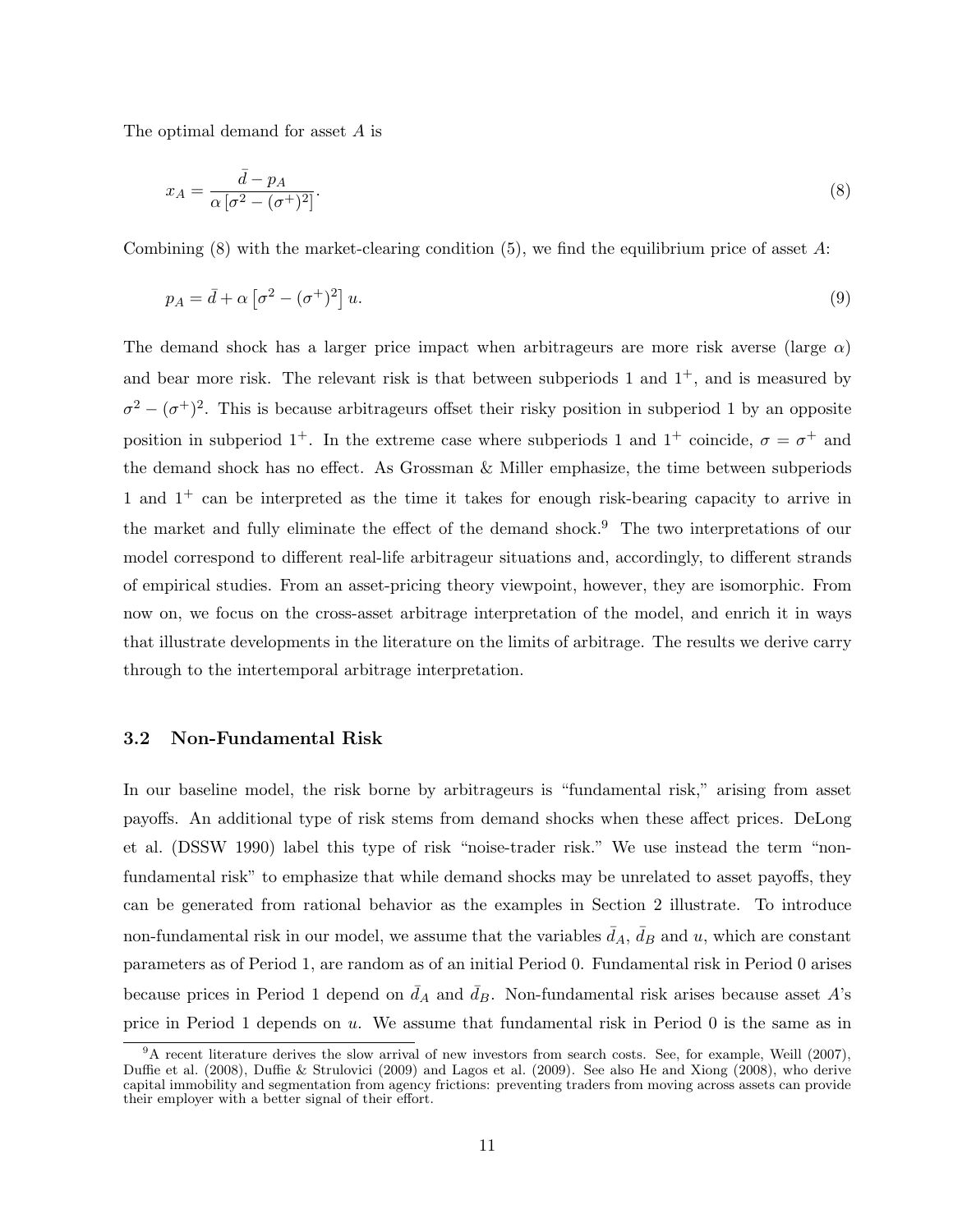The optimal demand for asset $A$ is

$$x_A = \frac{\bar{d} - p_A}{\alpha \left[\sigma^2 - (\sigma^+)^2\right]}. \tag{8}$$

Combining (8) with the market-clearing condition (5), we find the equilibrium price of asset $A$:

$$p_A = \bar{d} + \alpha \left[\sigma^2 - (\sigma^+)^2\right] u. \tag{9}$$

The demand shock has a larger price impact when arbitrageurs are more risk averse (large $\alpha$) and bear more risk. The relevant risk is that between subperiods 1 and $1^+$, and is measured by $\sigma^2 - (\sigma^+)^2$. This is because arbitrageurs offset their risky position in subperiod 1 by an opposite position in subperiod $1^+$. In the extreme case where subperiods 1 and $1^+$ coincide, $\sigma = \sigma^+$ and the demand shock has no effect. As Grossman & Miller emphasize, the time between subperiods 1 and $1^+$ can be interpreted as the time it takes for enough risk-bearing capacity to arrive in the market and fully eliminate the effect of the demand shock.[9] The two interpretations of our model correspond to different real-life arbitrageur situations and, accordingly, to different strands of empirical studies. From an asset-pricing theory viewpoint, however, they are isomorphic. From now on, we focus on the cross-asset arbitrage interpretation of the model, and enrich it in ways that illustrate developments in the literature on the limits of arbitrage. The results we derive carry through to the intertemporal arbitrage interpretation.

### 3.2 Non-Fundamental Risk

In our baseline model, the risk borne by arbitrageurs is "fundamental risk," arising from asset payoffs. An additional type of risk stems from demand shocks when these affect prices. DeLong et al. (DSSW 1990) label this type of risk "noise-trader risk." We use instead the term "non-fundamental risk" to emphasize that while demand shocks may be unrelated to asset payoffs, they can be generated from rational behavior as the examples in Section 2 illustrate. To introduce non-fundamental risk in our model, we assume that the variables $\bar{d}_A$, $\bar{d}_B$ and $u$, which are constant parameters as of Period 1, are random as of an initial Period 0. Fundamental risk in Period 0 arises because prices in Period 1 depend on $\bar{d}_A$ and $\bar{d}_B$. Non-fundamental risk arises because asset $A$'s price in Period 1 depends on $u$. We assume that fundamental risk in Period 0 is the same as in

[9] A recent literature derives the slow arrival of new investors from search costs. See, for example, Weill (2007), Duffie et al. (2008), Duffie & Strulovici (2009) and Lagos et al. (2009). See also He and Xiong (2008), who derive capital immobility and segmentation from agency frictions: preventing traders from moving across assets can provide their employer with a better signal of their effort.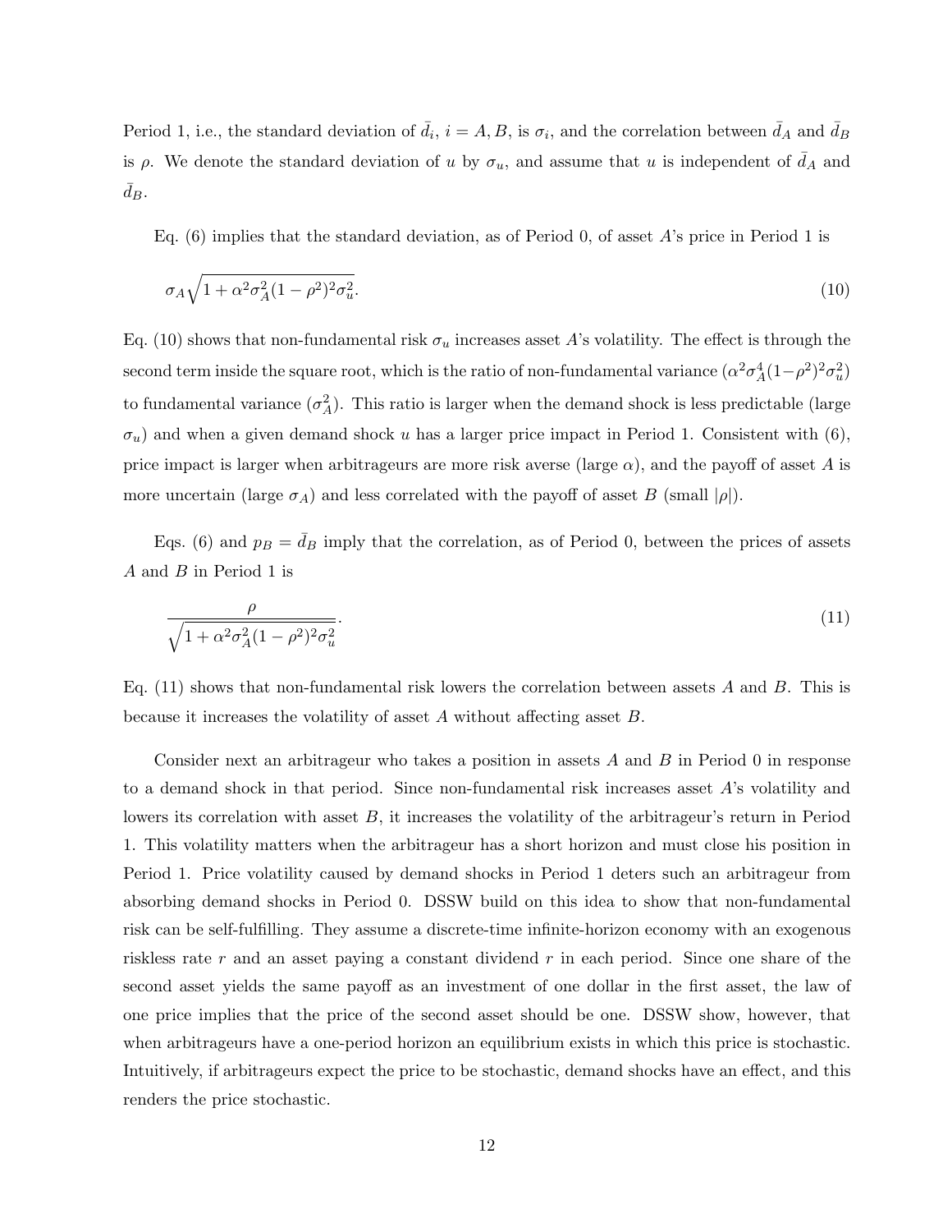Period 1, i.e., the standard deviation of $\bar{d}_i$, $i = A, B$, is $\sigma_i$, and the correlation between $\bar{d}_A$ and $\bar{d}_B$ is $\rho$. We denote the standard deviation of $u$ by $\sigma_u$, and assume that $u$ is independent of $\bar{d}_A$ and $\bar{d}_B$.

Eq. (6) implies that the standard deviation, as of Period 0, of asset $A$'s price in Period 1 is

$$\sigma_A \sqrt{1 + \alpha^2 \sigma_A^2 (1 - \rho^2)^2 \sigma_u^2}. \tag{10}$$

Eq. (10) shows that non-fundamental risk $\sigma_u$ increases asset $A$'s volatility. The effect is through the second term inside the square root, which is the ratio of non-fundamental variance ($\alpha^2 \sigma_A^4 (1-\rho^2)^2 \sigma_u^2$) to fundamental variance ($\sigma_A^2$). This ratio is larger when the demand shock is less predictable (large $\sigma_u$) and when a given demand shock $u$ has a larger price impact in Period 1. Consistent with (6), price impact is larger when arbitrageurs are more risk averse (large $\alpha$), and the payoff of asset $A$ is more uncertain (large $\sigma_A$) and less correlated with the payoff of asset $B$ (small $|\rho|$).

Eqs. (6) and $p_B = \bar{d}_B$ imply that the correlation, as of Period 0, between the prices of assets $A$ and $B$ in Period 1 is

$$\frac{\rho}{\sqrt{1 + \alpha^2 \sigma_A^2 (1 - \rho^2)^2 \sigma_u^2}}. \tag{11}$$

Eq. (11) shows that non-fundamental risk lowers the correlation between assets $A$ and $B$. This is because it increases the volatility of asset $A$ without affecting asset $B$.

Consider next an arbitrageur who takes a position in assets $A$ and $B$ in Period 0 in response to a demand shock in that period. Since non-fundamental risk increases asset $A$'s volatility and lowers its correlation with asset $B$, it increases the volatility of the arbitrageur's return in Period 1. This volatility matters when the arbitrageur has a short horizon and must close his position in Period 1. Price volatility caused by demand shocks in Period 1 deters such an arbitrageur from absorbing demand shocks in Period 0. DSSW build on this idea to show that non-fundamental risk can be self-fulfilling. They assume a discrete-time infinite-horizon economy with an exogenous riskless rate $r$ and an asset paying a constant dividend $r$ in each period. Since one share of the second asset yields the same payoff as an investment of one dollar in the first asset, the law of one price implies that the price of the second asset should be one. DSSW show, however, that when arbitrageurs have a one-period horizon an equilibrium exists in which this price is stochastic. Intuitively, if arbitrageurs expect the price to be stochastic, demand shocks have an effect, and this renders the price stochastic.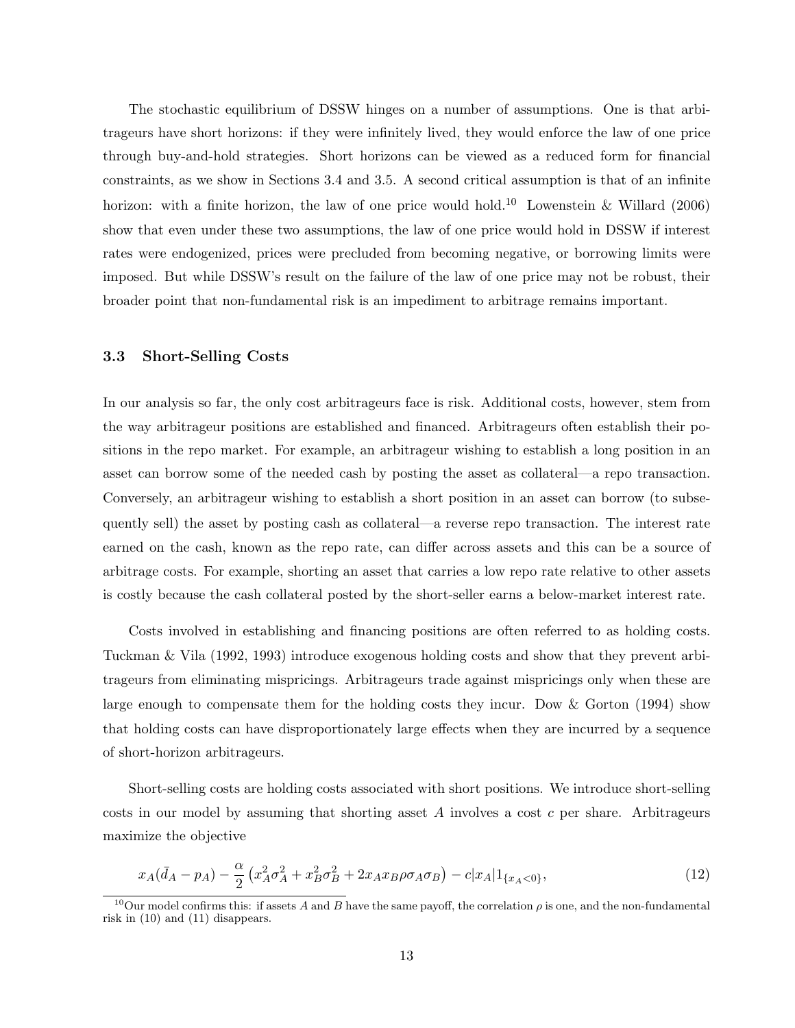The stochastic equilibrium of DSSW hinges on a number of assumptions. One is that arbitrageurs have short horizons: if they were infinitely lived, they would enforce the law of one price through buy-and-hold strategies. Short horizons can be viewed as a reduced form for financial constraints, as we show in Sections 3.4 and 3.5. A second critical assumption is that of an infinite horizon: with a finite horizon, the law of one price would hold.[10] Lowenstein & Willard (2006) show that even under these two assumptions, the law of one price would hold in DSSW if interest rates were endogenized, prices were precluded from becoming negative, or borrowing limits were imposed. But while DSSW's result on the failure of the law of one price may not be robust, their broader point that non-fundamental risk is an impediment to arbitrage remains important.

### 3.3 Short-Selling Costs

In our analysis so far, the only cost arbitrageurs face is risk. Additional costs, however, stem from the way arbitrageur positions are established and financed. Arbitrageurs often establish their positions in the repo market. For example, an arbitrageur wishing to establish a long position in an asset can borrow some of the needed cash by posting the asset as collateral—a repo transaction. Conversely, an arbitrageur wishing to establish a short position in an asset can borrow (to subsequently sell) the asset by posting cash as collateral—a reverse repo transaction. The interest rate earned on the cash, known as the repo rate, can differ across assets and this can be a source of arbitrage costs. For example, shorting an asset that carries a low repo rate relative to other assets is costly because the cash collateral posted by the short-seller earns a below-market interest rate.

Costs involved in establishing and financing positions are often referred to as holding costs. Tuckman & Vila (1992, 1993) introduce exogenous holding costs and show that they prevent arbitrageurs from eliminating mispricings. Arbitrageurs trade against mispricings only when these are large enough to compensate them for the holding costs they incur. Dow & Gorton (1994) show that holding costs can have disproportionately large effects when they are incurred by a sequence of short-horizon arbitrageurs.

Short-selling costs are holding costs associated with short positions. We introduce short-selling costs in our model by assuming that shorting asset $A$ involves a cost $c$ per share. Arbitrageurs maximize the objective

$$x_A(\bar{d}_A - p_A) - \frac{\alpha}{2}\left(x_A^2\sigma_A^2 + x_B^2\sigma_B^2 + 2x_Ax_B\rho\sigma_A\sigma_B\right) - c|x_A|1_{\{x_A<0\}}, \tag{12}$$

[10] Our model confirms this: if assets $A$ and $B$ have the same payoff, the correlation $\rho$ is one, and the non-fundamental risk in (10) and (11) disappears.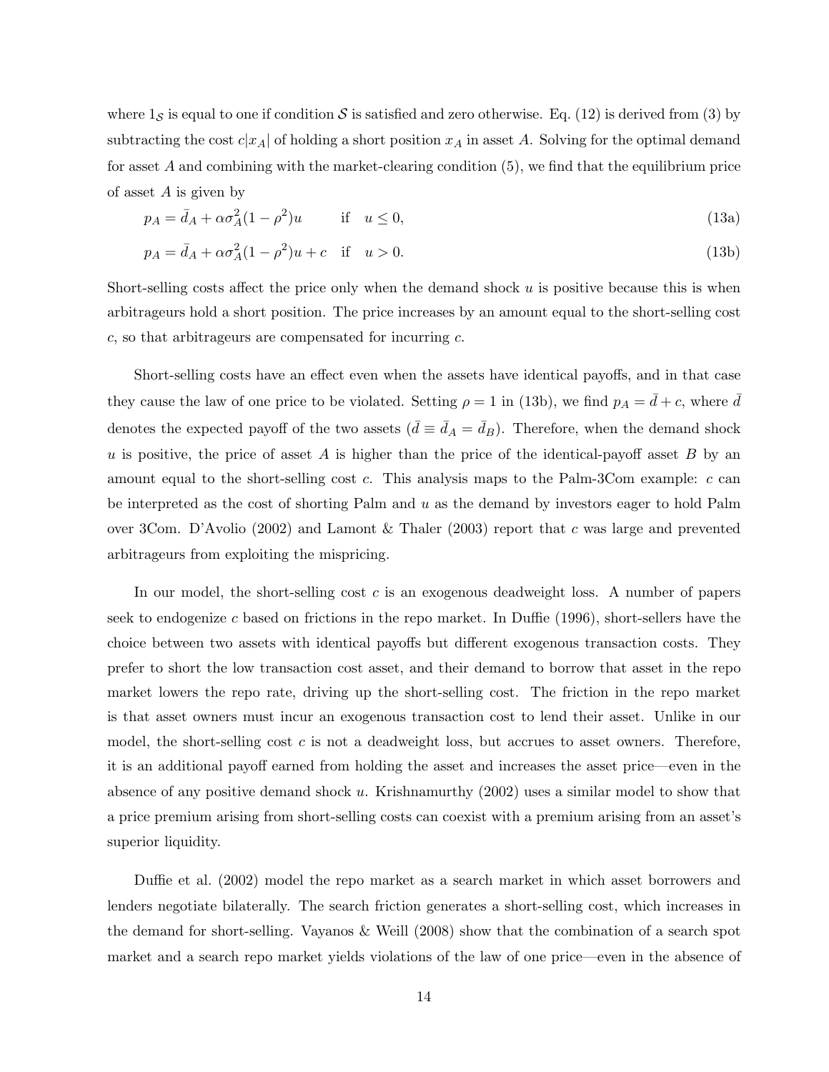where $1_{\mathcal{S}}$ is equal to one if condition $\mathcal{S}$ is satisfied and zero otherwise. Eq. (12) is derived from (3) by subtracting the cost $c|x_A|$ of holding a short position $x_A$ in asset $A$. Solving for the optimal demand for asset $A$ and combining with the market-clearing condition (5), we find that the equilibrium price of asset $A$ is given by

$$p_A = \bar{d}_A + \alpha\sigma_A^2(1-\rho^2)u \quad \text{if} \quad u \leq 0, \tag{13a}$$

$$p_A = \bar{d}_A + \alpha\sigma_A^2(1-\rho^2)u + c \quad \text{if} \quad u > 0. \tag{13b}$$

Short-selling costs affect the price only when the demand shock $u$ is positive because this is when arbitrageurs hold a short position. The price increases by an amount equal to the short-selling cost $c$, so that arbitrageurs are compensated for incurring $c$.

Short-selling costs have an effect even when the assets have identical payoffs, and in that case they cause the law of one price to be violated. Setting $\rho = 1$ in (13b), we find $p_A = \bar{d} + c$, where $\bar{d}$ denotes the expected payoff of the two assets ($\bar{d} \equiv \bar{d}_A = \bar{d}_B$). Therefore, when the demand shock $u$ is positive, the price of asset $A$ is higher than the price of the identical-payoff asset $B$ by an amount equal to the short-selling cost $c$. This analysis maps to the Palm-3Com example: $c$ can be interpreted as the cost of shorting Palm and $u$ as the demand by investors eager to hold Palm over 3Com. D'Avolio (2002) and Lamont & Thaler (2003) report that $c$ was large and prevented arbitrageurs from exploiting the mispricing.

In our model, the short-selling cost $c$ is an exogenous deadweight loss. A number of papers seek to endogenize $c$ based on frictions in the repo market. In Duffie (1996), short-sellers have the choice between two assets with identical payoffs but different exogenous transaction costs. They prefer to short the low transaction cost asset, and their demand to borrow that asset in the repo market lowers the repo rate, driving up the short-selling cost. The friction in the repo market is that asset owners must incur an exogenous transaction cost to lend their asset. Unlike in our model, the short-selling cost $c$ is not a deadweight loss, but accrues to asset owners. Therefore, it is an additional payoff earned from holding the asset and increases the asset price—even in the absence of any positive demand shock $u$. Krishnamurthy (2002) uses a similar model to show that a price premium arising from short-selling costs can coexist with a premium arising from an asset's superior liquidity.

Duffie et al. (2002) model the repo market as a search market in which asset borrowers and lenders negotiate bilaterally. The search friction generates a short-selling cost, which increases in the demand for short-selling. Vayanos & Weill (2008) show that the combination of a search spot market and a search repo market yields violations of the law of one price—even in the absence of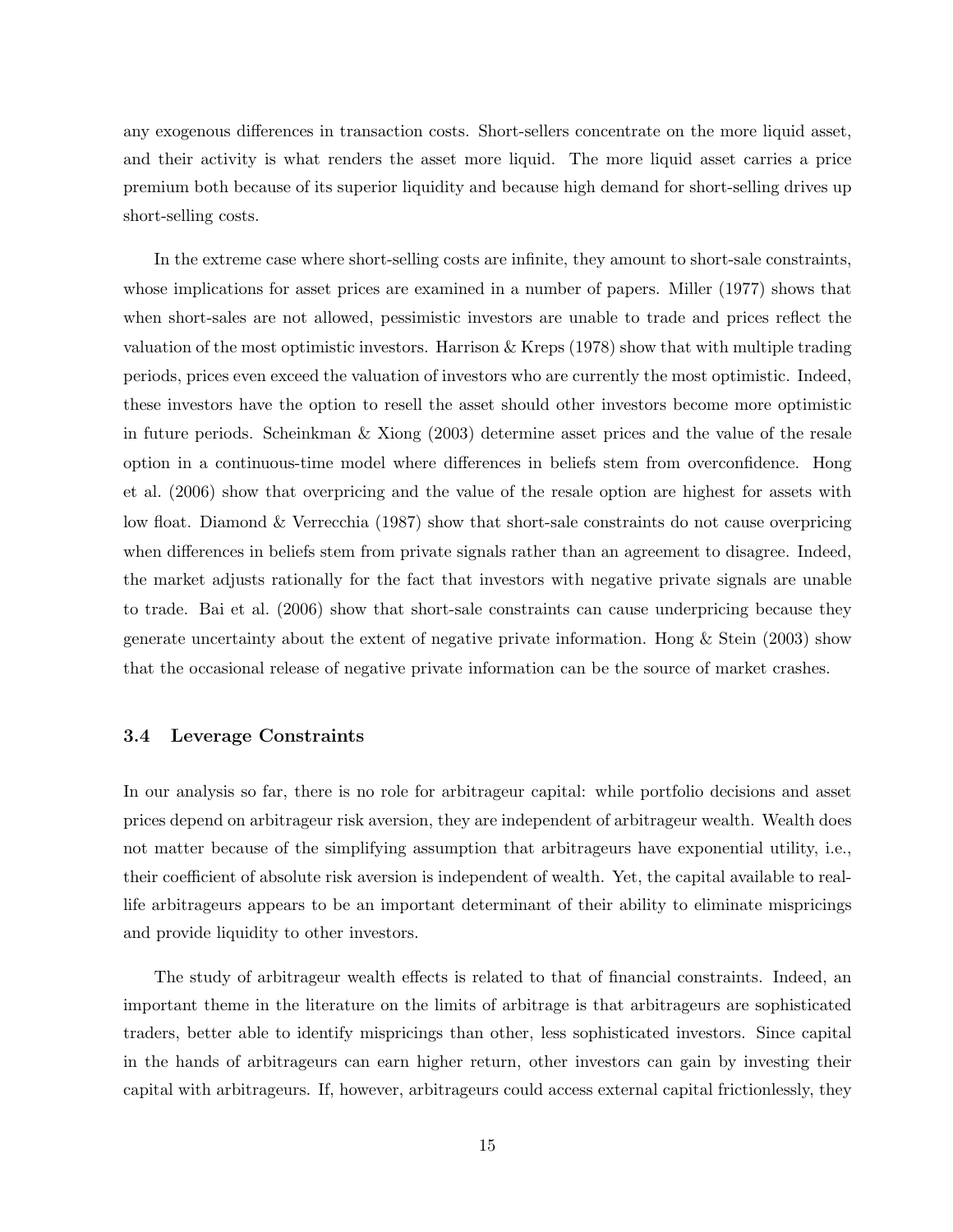any exogenous differences in transaction costs. Short-sellers concentrate on the more liquid asset, and their activity is what renders the asset more liquid. The more liquid asset carries a price premium both because of its superior liquidity and because high demand for short-selling drives up short-selling costs.

In the extreme case where short-selling costs are infinite, they amount to short-sale constraints, whose implications for asset prices are examined in a number of papers. Miller (1977) shows that when short-sales are not allowed, pessimistic investors are unable to trade and prices reflect the valuation of the most optimistic investors. Harrison & Kreps (1978) show that with multiple trading periods, prices even exceed the valuation of investors who are currently the most optimistic. Indeed, these investors have the option to resell the asset should other investors become more optimistic in future periods. Scheinkman & Xiong (2003) determine asset prices and the value of the resale option in a continuous-time model where differences in beliefs stem from overconfidence. Hong et al. (2006) show that overpricing and the value of the resale option are highest for assets with low float. Diamond & Verrecchia (1987) show that short-sale constraints do not cause overpricing when differences in beliefs stem from private signals rather than an agreement to disagree. Indeed, the market adjusts rationally for the fact that investors with negative private signals are unable to trade. Bai et al. (2006) show that short-sale constraints can cause underpricing because they generate uncertainty about the extent of negative private information. Hong & Stein (2003) show that the occasional release of negative private information can be the source of market crashes.

### 3.4 Leverage Constraints

In our analysis so far, there is no role for arbitrageur capital: while portfolio decisions and asset prices depend on arbitrageur risk aversion, they are independent of arbitrageur wealth. Wealth does not matter because of the simplifying assumption that arbitrageurs have exponential utility, i.e., their coefficient of absolute risk aversion is independent of wealth. Yet, the capital available to real-life arbitrageurs appears to be an important determinant of their ability to eliminate mispricings and provide liquidity to other investors.

The study of arbitrageur wealth effects is related to that of financial constraints. Indeed, an important theme in the literature on the limits of arbitrage is that arbitrageurs are sophisticated traders, better able to identify mispricings than other, less sophisticated investors. Since capital in the hands of arbitrageurs can earn higher return, other investors can gain by investing their capital with arbitrageurs. If, however, arbitrageurs could access external capital frictionlessly, they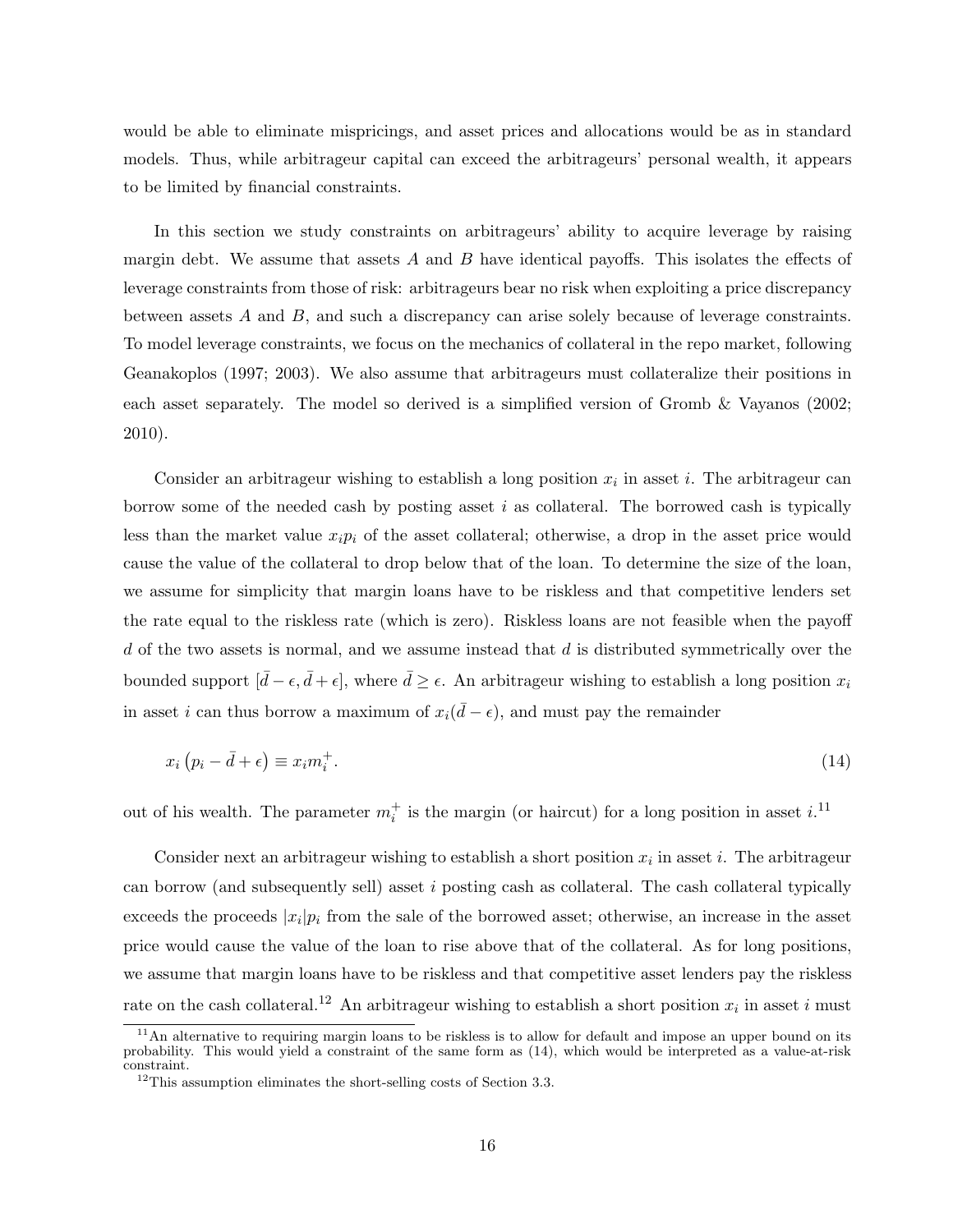would be able to eliminate mispricings, and asset prices and allocations would be as in standard models. Thus, while arbitrageur capital can exceed the arbitrageurs' personal wealth, it appears to be limited by financial constraints.

In this section we study constraints on arbitrageurs' ability to acquire leverage by raising margin debt. We assume that assets $A$ and $B$ have identical payoffs. This isolates the effects of leverage constraints from those of risk: arbitrageurs bear no risk when exploiting a price discrepancy between assets $A$ and $B$, and such a discrepancy can arise solely because of leverage constraints. To model leverage constraints, we focus on the mechanics of collateral in the repo market, following Geanakoplos (1997; 2003). We also assume that arbitrageurs must collateralize their positions in each asset separately. The model so derived is a simplified version of Gromb & Vayanos (2002; 2010).

Consider an arbitrageur wishing to establish a long position $x_i$ in asset $i$. The arbitrageur can borrow some of the needed cash by posting asset $i$ as collateral. The borrowed cash is typically less than the market value $x_i p_i$ of the asset collateral; otherwise, a drop in the asset price would cause the value of the collateral to drop below that of the loan. To determine the size of the loan, we assume for simplicity that margin loans have to be riskless and that competitive lenders set the rate equal to the riskless rate (which is zero). Riskless loans are not feasible when the payoff $d$ of the two assets is normal, and we assume instead that $d$ is distributed symmetrically over the bounded support $[\bar{d} - \epsilon, \bar{d} + \epsilon]$, where $\bar{d} \geq \epsilon$. An arbitrageur wishing to establish a long position $x_i$ in asset $i$ can thus borrow a maximum of $x_i(\bar{d} - \epsilon)$, and must pay the remainder

$$x_i \left( p_i - \bar{d} + \epsilon \right) \equiv x_i m_i^+. \tag{14}$$

out of his wealth. The parameter $m_i^+$ is the margin (or haircut) for a long position in asset $i$.[11]

Consider next an arbitrageur wishing to establish a short position $x_i$ in asset $i$. The arbitrageur can borrow (and subsequently sell) asset $i$ posting cash as collateral. The cash collateral typically exceeds the proceeds $|x_i| p_i$ from the sale of the borrowed asset; otherwise, an increase in the asset price would cause the value of the loan to rise above that of the collateral. As for long positions, we assume that margin loans have to be riskless and that competitive asset lenders pay the riskless rate on the cash collateral.[12] An arbitrageur wishing to establish a short position $x_i$ in asset $i$ must

[11] An alternative to requiring margin loans to be riskless is to allow for default and impose an upper bound on its probability. This would yield a constraint of the same form as (14), which would be interpreted as a value-at-risk constraint.

[12] This assumption eliminates the short-selling costs of Section 3.3.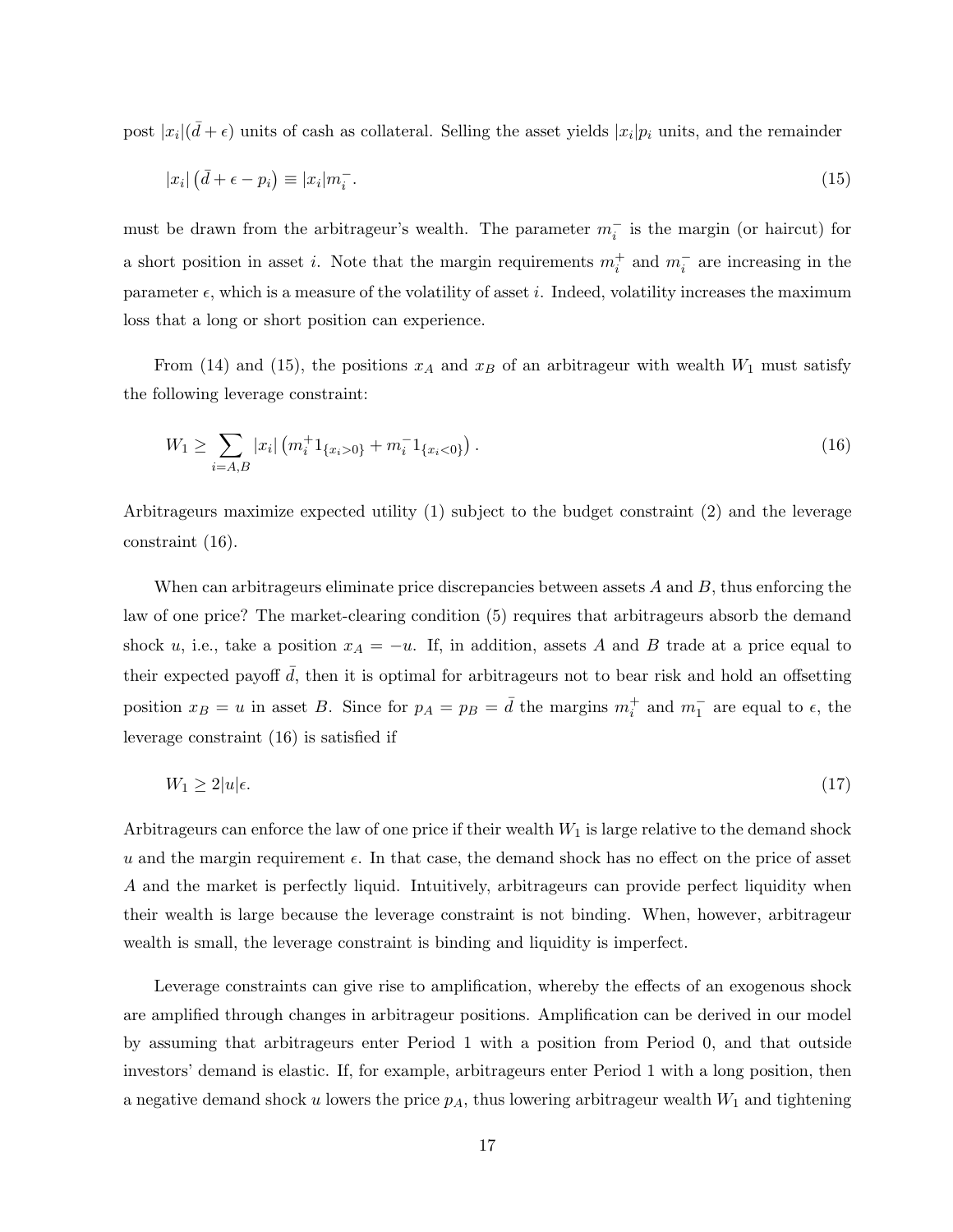post $|x_i|(\bar{d}+\epsilon)$ units of cash as collateral. Selling the asset yields $|x_i|p_i$ units, and the remainder

$$|x_i|\left(\bar{d}+\epsilon-p_i\right) \equiv |x_i|m_i^-. \tag{15}$$

must be drawn from the arbitrageur's wealth. The parameter $m_i^-$ is the margin (or haircut) for a short position in asset $i$. Note that the margin requirements $m_i^+$ and $m_i^-$ are increasing in the parameter $\epsilon$, which is a measure of the volatility of asset $i$. Indeed, volatility increases the maximum loss that a long or short position can experience.

From (14) and (15), the positions $x_A$ and $x_B$ of an arbitrageur with wealth $W_1$ must satisfy the following leverage constraint:

$$W_1 \geq \sum_{i=A,B} |x_i|\left(m_i^+ 1_{\{x_i>0\}} + m_i^- 1_{\{x_i<0\}}\right). \tag{16}$$

Arbitrageurs maximize expected utility (1) subject to the budget constraint (2) and the leverage constraint (16).

When can arbitrageurs eliminate price discrepancies between assets $A$ and $B$, thus enforcing the law of one price? The market-clearing condition (5) requires that arbitrageurs absorb the demand shock $u$, i.e., take a position $x_A = -u$. If, in addition, assets $A$ and $B$ trade at a price equal to their expected payoff $\bar{d}$, then it is optimal for arbitrageurs not to bear risk and hold an offsetting position $x_B = u$ in asset $B$. Since for $p_A = p_B = \bar{d}$ the margins $m_i^+$ and $m_1^-$ are equal to $\epsilon$, the leverage constraint (16) is satisfied if

$$W_1 \geq 2|u|\epsilon. \tag{17}$$

Arbitrageurs can enforce the law of one price if their wealth $W_1$ is large relative to the demand shock $u$ and the margin requirement $\epsilon$. In that case, the demand shock has no effect on the price of asset $A$ and the market is perfectly liquid. Intuitively, arbitrageurs can provide perfect liquidity when their wealth is large because the leverage constraint is not binding. When, however, arbitrageur wealth is small, the leverage constraint is binding and liquidity is imperfect.

Leverage constraints can give rise to amplification, whereby the effects of an exogenous shock are amplified through changes in arbitrageur positions. Amplification can be derived in our model by assuming that arbitrageurs enter Period 1 with a position from Period 0, and that outside investors' demand is elastic. If, for example, arbitrageurs enter Period 1 with a long position, then a negative demand shock $u$ lowers the price $p_A$, thus lowering arbitrageur wealth $W_1$ and tightening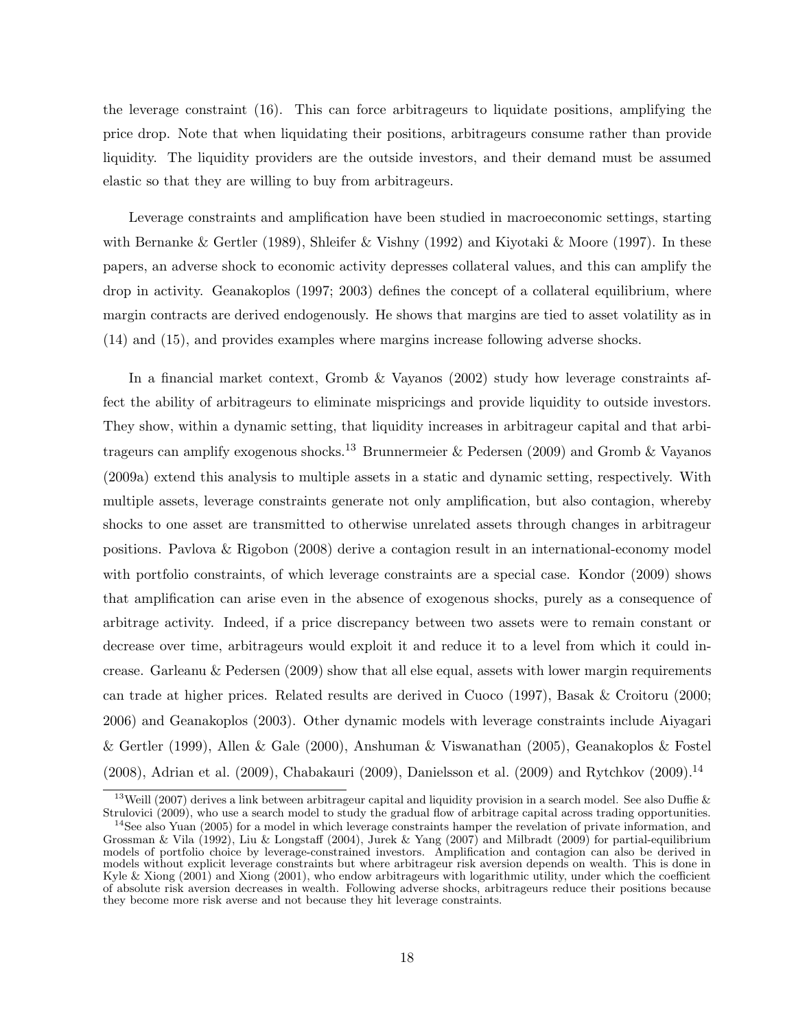the leverage constraint (16). This can force arbitrageurs to liquidate positions, amplifying the price drop. Note that when liquidating their positions, arbitrageurs consume rather than provide liquidity. The liquidity providers are the outside investors, and their demand must be assumed elastic so that they are willing to buy from arbitrageurs.

Leverage constraints and amplification have been studied in macroeconomic settings, starting with Bernanke & Gertler (1989), Shleifer & Vishny (1992) and Kiyotaki & Moore (1997). In these papers, an adverse shock to economic activity depresses collateral values, and this can amplify the drop in activity. Geanakoplos (1997; 2003) defines the concept of a collateral equilibrium, where margin contracts are derived endogenously. He shows that margins are tied to asset volatility as in (14) and (15), and provides examples where margins increase following adverse shocks.

In a financial market context, Gromb & Vayanos (2002) study how leverage constraints affect the ability of arbitrageurs to eliminate mispricings and provide liquidity to outside investors. They show, within a dynamic setting, that liquidity increases in arbitrageur capital and that arbitrageurs can amplify exogenous shocks.[13] Brunnermeier & Pedersen (2009) and Gromb & Vayanos (2009a) extend this analysis to multiple assets in a static and dynamic setting, respectively. With multiple assets, leverage constraints generate not only amplification, but also contagion, whereby shocks to one asset are transmitted to otherwise unrelated assets through changes in arbitrageur positions. Pavlova & Rigobon (2008) derive a contagion result in an international-economy model with portfolio constraints, of which leverage constraints are a special case. Kondor (2009) shows that amplification can arise even in the absence of exogenous shocks, purely as a consequence of arbitrage activity. Indeed, if a price discrepancy between two assets were to remain constant or decrease over time, arbitrageurs would exploit it and reduce it to a level from which it could increase. Garleanu & Pedersen (2009) show that all else equal, assets with lower margin requirements can trade at higher prices. Related results are derived in Cuoco (1997), Basak & Croitoru (2000; 2006) and Geanakoplos (2003). Other dynamic models with leverage constraints include Aiyagari & Gertler (1999), Allen & Gale (2000), Anshuman & Viswanathan (2005), Geanakoplos & Fostel (2008), Adrian et al. (2009), Chabakauri (2009), Danielsson et al. (2009) and Rytchkov (2009).[14]

[13] Weill (2007) derives a link between arbitrageur capital and liquidity provision in a search model. See also Duffie & Strulovici (2009), who use a search model to study the gradual flow of arbitrage capital across trading opportunities.

[14] See also Yuan (2005) for a model in which leverage constraints hamper the revelation of private information, and Grossman & Vila (1992), Liu & Longstaff (2004), Jurek & Yang (2007) and Milbradt (2009) for partial-equilibrium models of portfolio choice by leverage-constrained investors. Amplification and contagion can also be derived in models without explicit leverage constraints but where arbitrageur risk aversion depends on wealth. This is done in Kyle & Xiong (2001) and Xiong (2001), who endow arbitrageurs with logarithmic utility, under which the coefficient of absolute risk aversion decreases in wealth. Following adverse shocks, arbitrageurs reduce their positions because they become more risk averse and not because they hit leverage constraints.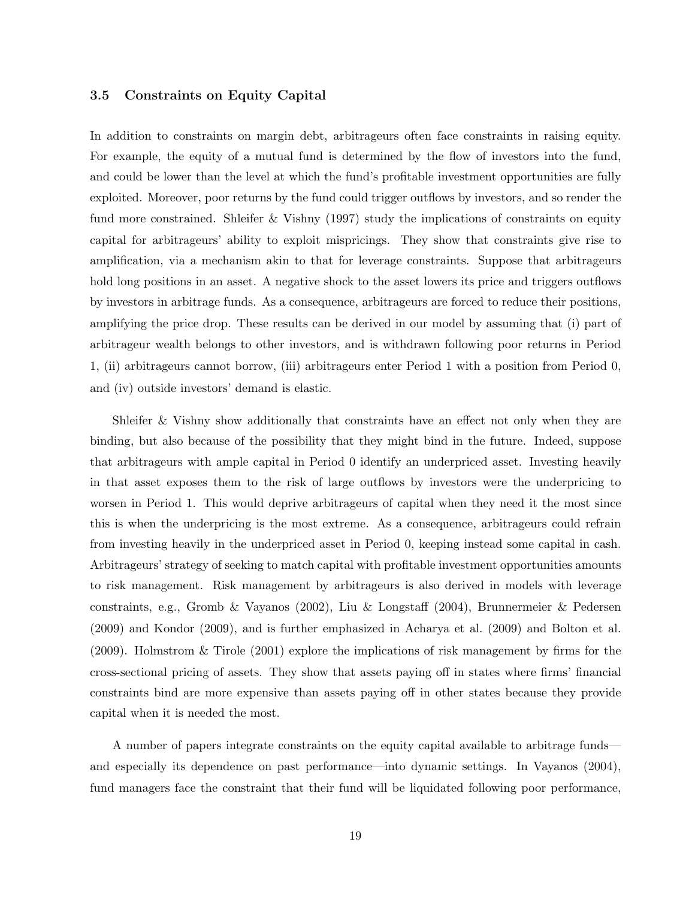### 3.5 Constraints on Equity Capital

In addition to constraints on margin debt, arbitrageurs often face constraints in raising equity. For example, the equity of a mutual fund is determined by the flow of investors into the fund, and could be lower than the level at which the fund's profitable investment opportunities are fully exploited. Moreover, poor returns by the fund could trigger outflows by investors, and so render the fund more constrained. Shleifer & Vishny (1997) study the implications of constraints on equity capital for arbitrageurs' ability to exploit mispricings. They show that constraints give rise to amplification, via a mechanism akin to that for leverage constraints. Suppose that arbitrageurs hold long positions in an asset. A negative shock to the asset lowers its price and triggers outflows by investors in arbitrage funds. As a consequence, arbitrageurs are forced to reduce their positions, amplifying the price drop. These results can be derived in our model by assuming that (i) part of arbitrageur wealth belongs to other investors, and is withdrawn following poor returns in Period 1, (ii) arbitrageurs cannot borrow, (iii) arbitrageurs enter Period 1 with a position from Period 0, and (iv) outside investors' demand is elastic.

Shleifer & Vishny show additionally that constraints have an effect not only when they are binding, but also because of the possibility that they might bind in the future. Indeed, suppose that arbitrageurs with ample capital in Period 0 identify an underpriced asset. Investing heavily in that asset exposes them to the risk of large outflows by investors were the underpricing to worsen in Period 1. This would deprive arbitrageurs of capital when they need it the most since this is when the underpricing is the most extreme. As a consequence, arbitrageurs could refrain from investing heavily in the underpriced asset in Period 0, keeping instead some capital in cash. Arbitrageurs' strategy of seeking to match capital with profitable investment opportunities amounts to risk management. Risk management by arbitrageurs is also derived in models with leverage constraints, e.g., Gromb & Vayanos (2002), Liu & Longstaff (2004), Brunnermeier & Pedersen (2009) and Kondor (2009), and is further emphasized in Acharya et al. (2009) and Bolton et al. (2009). Holmstrom & Tirole (2001) explore the implications of risk management by firms for the cross-sectional pricing of assets. They show that assets paying off in states where firms' financial constraints bind are more expensive than assets paying off in other states because they provide capital when it is needed the most.

A number of papers integrate constraints on the equity capital available to arbitrage funds—and especially its dependence on past performance—into dynamic settings. In Vayanos (2004), fund managers face the constraint that their fund will be liquidated following poor performance,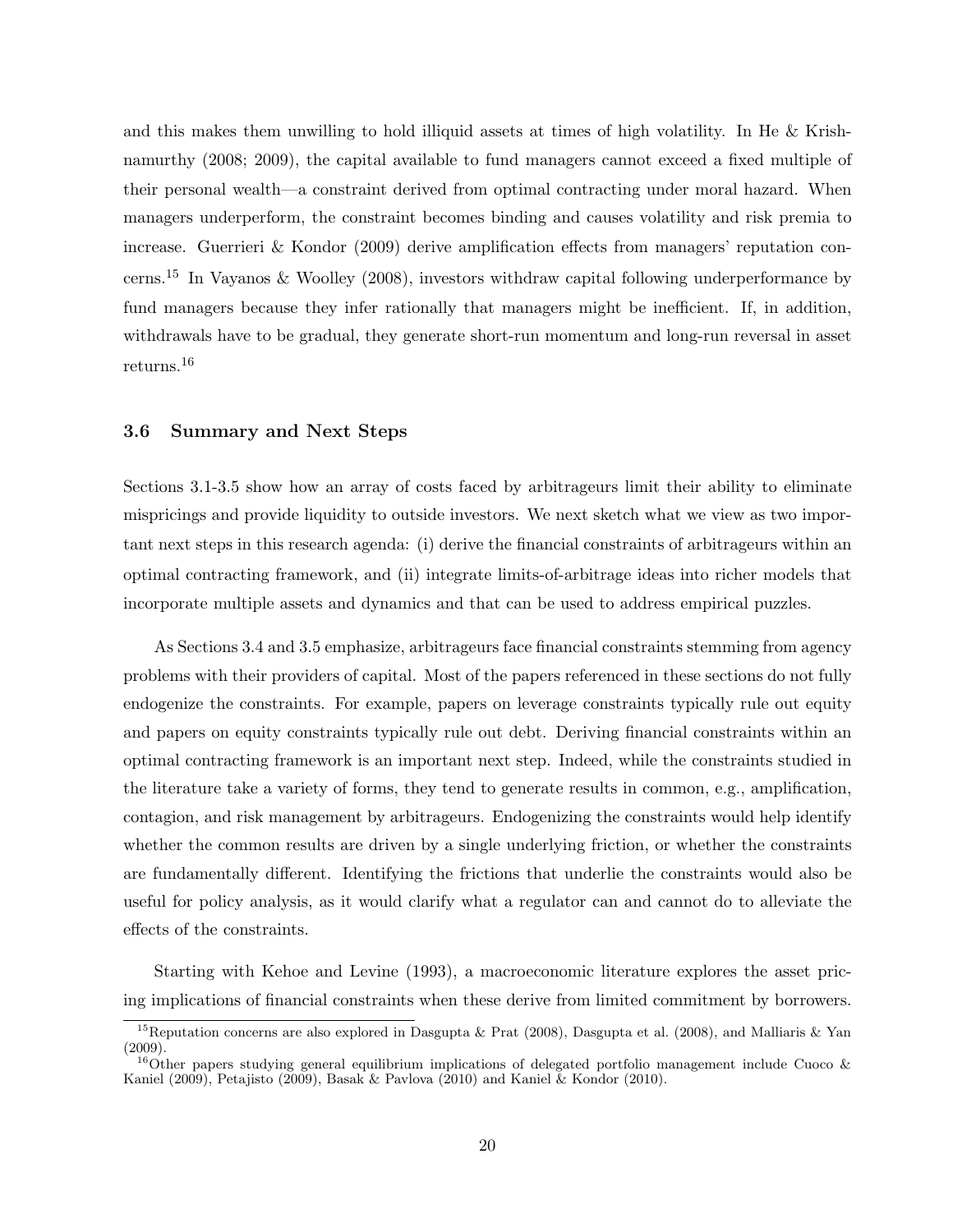and this makes them unwilling to hold illiquid assets at times of high volatility. In He & Krishnamurthy (2008; 2009), the capital available to fund managers cannot exceed a fixed multiple of their personal wealth—a constraint derived from optimal contracting under moral hazard. When managers underperform, the constraint becomes binding and causes volatility and risk premia to increase. Guerrieri & Kondor (2009) derive amplification effects from managers' reputation concerns.[15] In Vayanos & Woolley (2008), investors withdraw capital following underperformance by fund managers because they infer rationally that managers might be inefficient. If, in addition, withdrawals have to be gradual, they generate short-run momentum and long-run reversal in asset returns.[16]

### 3.6 Summary and Next Steps

Sections 3.1-3.5 show how an array of costs faced by arbitrageurs limit their ability to eliminate mispricings and provide liquidity to outside investors. We next sketch what we view as two important next steps in this research agenda: (i) derive the financial constraints of arbitrageurs within an optimal contracting framework, and (ii) integrate limits-of-arbitrage ideas into richer models that incorporate multiple assets and dynamics and that can be used to address empirical puzzles.

As Sections 3.4 and 3.5 emphasize, arbitrageurs face financial constraints stemming from agency problems with their providers of capital. Most of the papers referenced in these sections do not fully endogenize the constraints. For example, papers on leverage constraints typically rule out equity and papers on equity constraints typically rule out debt. Deriving financial constraints within an optimal contracting framework is an important next step. Indeed, while the constraints studied in the literature take a variety of forms, they tend to generate results in common, e.g., amplification, contagion, and risk management by arbitrageurs. Endogenizing the constraints would help identify whether the common results are driven by a single underlying friction, or whether the constraints are fundamentally different. Identifying the frictions that underlie the constraints would also be useful for policy analysis, as it would clarify what a regulator can and cannot do to alleviate the effects of the constraints.

Starting with Kehoe and Levine (1993), a macroeconomic literature explores the asset pricing implications of financial constraints when these derive from limited commitment by borrowers.

[15] Reputation concerns are also explored in Dasgupta & Prat (2008), Dasgupta et al. (2008), and Malliaris & Yan (2009).

[16] Other papers studying general equilibrium implications of delegated portfolio management include Cuoco & Kaniel (2009), Petajisto (2009), Basak & Pavlova (2010) and Kaniel & Kondor (2010).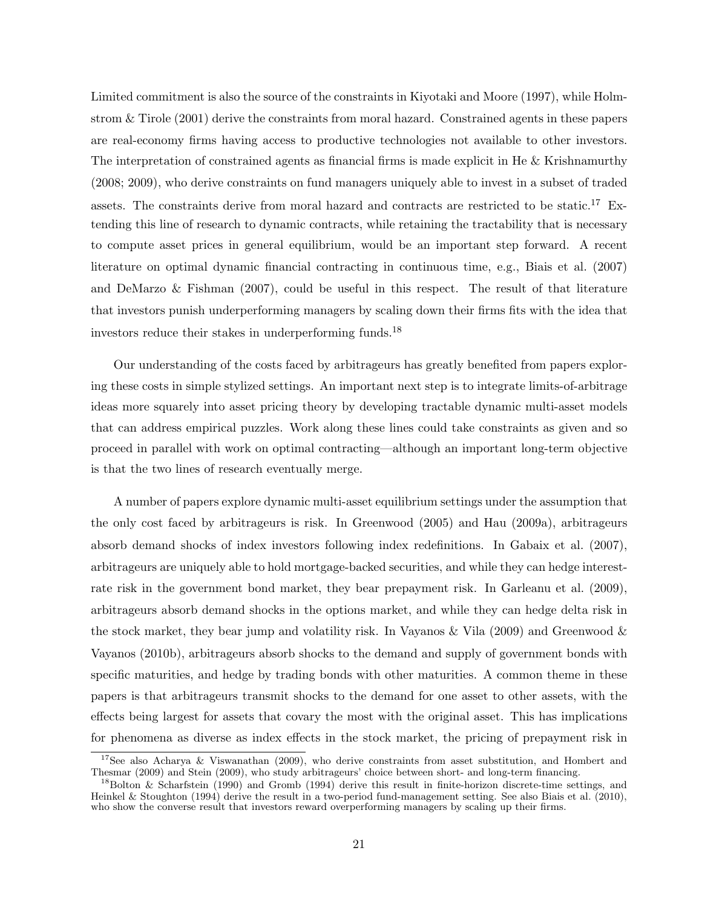Limited commitment is also the source of the constraints in Kiyotaki and Moore (1997), while Holmstrom & Tirole (2001) derive the constraints from moral hazard. Constrained agents in these papers are real-economy firms having access to productive technologies not available to other investors. The interpretation of constrained agents as financial firms is made explicit in He & Krishnamurthy (2008; 2009), who derive constraints on fund managers uniquely able to invest in a subset of traded assets. The constraints derive from moral hazard and contracts are restricted to be static.[17] Extending this line of research to dynamic contracts, while retaining the tractability that is necessary to compute asset prices in general equilibrium, would be an important step forward. A recent literature on optimal dynamic financial contracting in continuous time, e.g., Biais et al. (2007) and DeMarzo & Fishman (2007), could be useful in this respect. The result of that literature that investors punish underperforming managers by scaling down their firms fits with the idea that investors reduce their stakes in underperforming funds.[18]

Our understanding of the costs faced by arbitrageurs has greatly benefited from papers exploring these costs in simple stylized settings. An important next step is to integrate limits-of-arbitrage ideas more squarely into asset pricing theory by developing tractable dynamic multi-asset models that can address empirical puzzles. Work along these lines could take constraints as given and so proceed in parallel with work on optimal contracting—although an important long-term objective is that the two lines of research eventually merge.

A number of papers explore dynamic multi-asset equilibrium settings under the assumption that the only cost faced by arbitrageurs is risk. In Greenwood (2005) and Hau (2009a), arbitrageurs absorb demand shocks of index investors following index redefinitions. In Gabaix et al. (2007), arbitrageurs are uniquely able to hold mortgage-backed securities, and while they can hedge interest-rate risk in the government bond market, they bear prepayment risk. In Garleanu et al. (2009), arbitrageurs absorb demand shocks in the options market, and while they can hedge delta risk in the stock market, they bear jump and volatility risk. In Vayanos & Vila (2009) and Greenwood & Vayanos (2010b), arbitrageurs absorb shocks to the demand and supply of government bonds with specific maturities, and hedge by trading bonds with other maturities. A common theme in these papers is that arbitrageurs transmit shocks to the demand for one asset to other assets, with the effects being largest for assets that covary the most with the original asset. This has implications for phenomena as diverse as index effects in the stock market, the pricing of prepayment risk in

[17] See also Acharya & Viswanathan (2009), who derive constraints from asset substitution, and Hombert and Thesmar (2009) and Stein (2009), who study arbitrageurs' choice between short- and long-term financing.

[18] Bolton & Scharfstein (1990) and Gromb (1994) derive this result in finite-horizon discrete-time settings, and Heinkel & Stoughton (1994) derive the result in a two-period fund-management setting. See also Biais et al. (2010), who show the converse result that investors reward overperforming managers by scaling up their firms.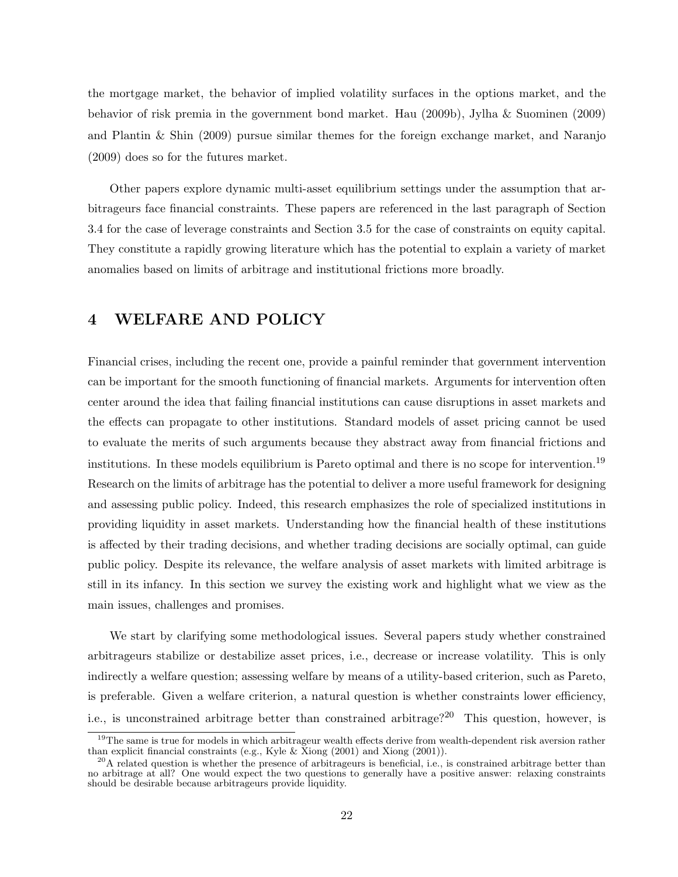the mortgage market, the behavior of implied volatility surfaces in the options market, and the behavior of risk premia in the government bond market. Hau (2009b), Jylha & Suominen (2009) and Plantin & Shin (2009) pursue similar themes for the foreign exchange market, and Naranjo (2009) does so for the futures market.

Other papers explore dynamic multi-asset equilibrium settings under the assumption that arbitrageurs face financial constraints. These papers are referenced in the last paragraph of Section 3.4 for the case of leverage constraints and Section 3.5 for the case of constraints on equity capital. They constitute a rapidly growing literature which has the potential to explain a variety of market anomalies based on limits of arbitrage and institutional frictions more broadly.

# 4 WELFARE AND POLICY

Financial crises, including the recent one, provide a painful reminder that government intervention can be important for the smooth functioning of financial markets. Arguments for intervention often center around the idea that failing financial institutions can cause disruptions in asset markets and the effects can propagate to other institutions. Standard models of asset pricing cannot be used to evaluate the merits of such arguments because they abstract away from financial frictions and institutions. In these models equilibrium is Pareto optimal and there is no scope for intervention.[19] Research on the limits of arbitrage has the potential to deliver a more useful framework for designing and assessing public policy. Indeed, this research emphasizes the role of specialized institutions in providing liquidity in asset markets. Understanding how the financial health of these institutions is affected by their trading decisions, and whether trading decisions are socially optimal, can guide public policy. Despite its relevance, the welfare analysis of asset markets with limited arbitrage is still in its infancy. In this section we survey the existing work and highlight what we view as the main issues, challenges and promises.

We start by clarifying some methodological issues. Several papers study whether constrained arbitrageurs stabilize or destabilize asset prices, i.e., decrease or increase volatility. This is only indirectly a welfare question; assessing welfare by means of a utility-based criterion, such as Pareto, is preferable. Given a welfare criterion, a natural question is whether constraints lower efficiency, i.e., is unconstrained arbitrage better than constrained arbitrage?[20] This question, however, is

[19] The same is true for models in which arbitrageur wealth effects derive from wealth-dependent risk aversion rather than explicit financial constraints (e.g., Kyle & Xiong (2001) and Xiong (2001)).

[20] A related question is whether the presence of arbitrageurs is beneficial, i.e., is constrained arbitrage better than no arbitrage at all? One would expect the two questions to generally have a positive answer: relaxing constraints should be desirable because arbitrageurs provide liquidity.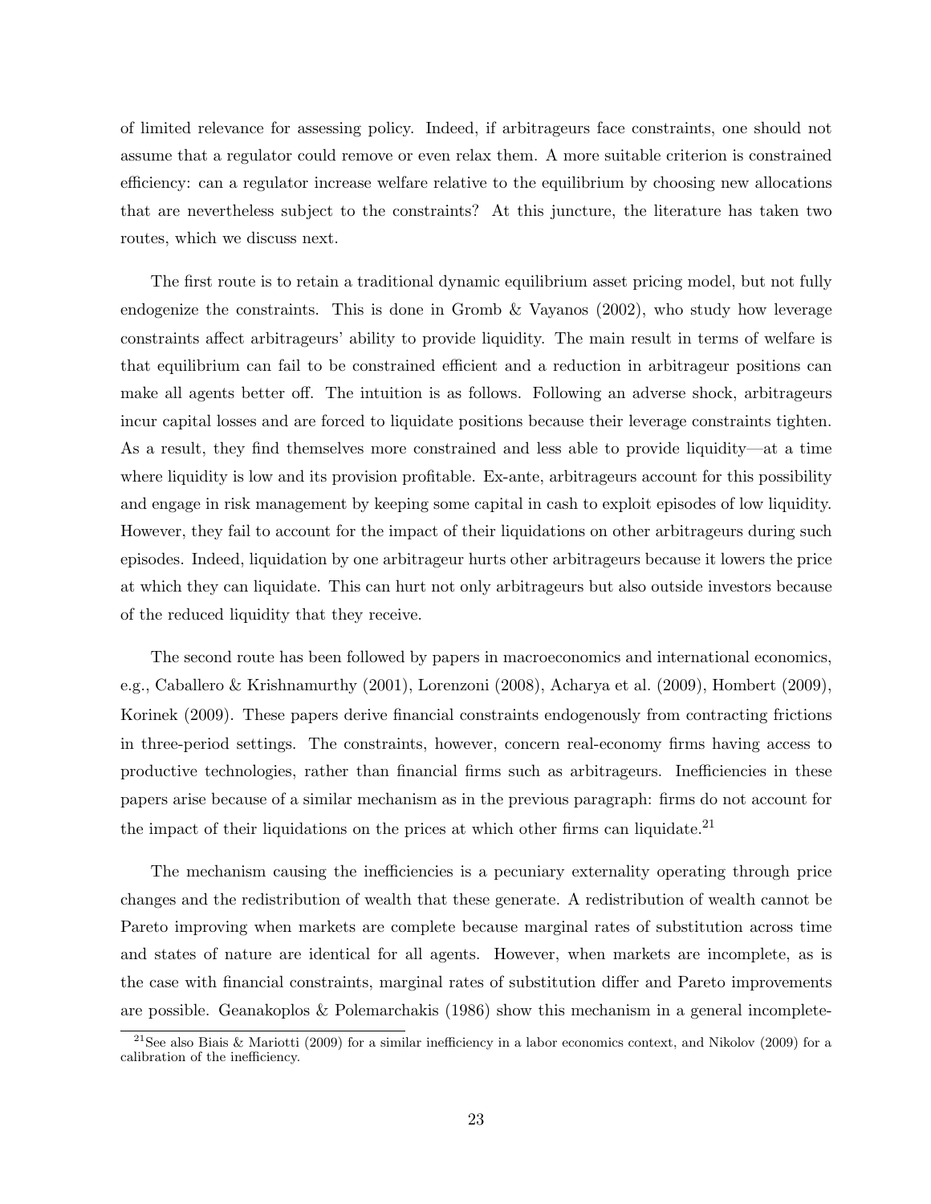of limited relevance for assessing policy. Indeed, if arbitrageurs face constraints, one should not assume that a regulator could remove or even relax them. A more suitable criterion is constrained efficiency: can a regulator increase welfare relative to the equilibrium by choosing new allocations that are nevertheless subject to the constraints? At this juncture, the literature has taken two routes, which we discuss next.

The first route is to retain a traditional dynamic equilibrium asset pricing model, but not fully endogenize the constraints. This is done in Gromb & Vayanos (2002), who study how leverage constraints affect arbitrageurs' ability to provide liquidity. The main result in terms of welfare is that equilibrium can fail to be constrained efficient and a reduction in arbitrageur positions can make all agents better off. The intuition is as follows. Following an adverse shock, arbitrageurs incur capital losses and are forced to liquidate positions because their leverage constraints tighten. As a result, they find themselves more constrained and less able to provide liquidity—at a time where liquidity is low and its provision profitable. Ex-ante, arbitrageurs account for this possibility and engage in risk management by keeping some capital in cash to exploit episodes of low liquidity. However, they fail to account for the impact of their liquidations on other arbitrageurs during such episodes. Indeed, liquidation by one arbitrageur hurts other arbitrageurs because it lowers the price at which they can liquidate. This can hurt not only arbitrageurs but also outside investors because of the reduced liquidity that they receive.

The second route has been followed by papers in macroeconomics and international economics, e.g., Caballero & Krishnamurthy (2001), Lorenzoni (2008), Acharya et al. (2009), Hombert (2009), Korinek (2009). These papers derive financial constraints endogenously from contracting frictions in three-period settings. The constraints, however, concern real-economy firms having access to productive technologies, rather than financial firms such as arbitrageurs. Inefficiencies in these papers arise because of a similar mechanism as in the previous paragraph: firms do not account for the impact of their liquidations on the prices at which other firms can liquidate.[21]

The mechanism causing the inefficiencies is a pecuniary externality operating through price changes and the redistribution of wealth that these generate. A redistribution of wealth cannot be Pareto improving when markets are complete because marginal rates of substitution across time and states of nature are identical for all agents. However, when markets are incomplete, as is the case with financial constraints, marginal rates of substitution differ and Pareto improvements are possible. Geanakoplos & Polemarchakis (1986) show this mechanism in a general incomplete-

[21]See also Biais & Mariotti (2009) for a similar inefficiency in a labor economics context, and Nikolov (2009) for a calibration of the inefficiency.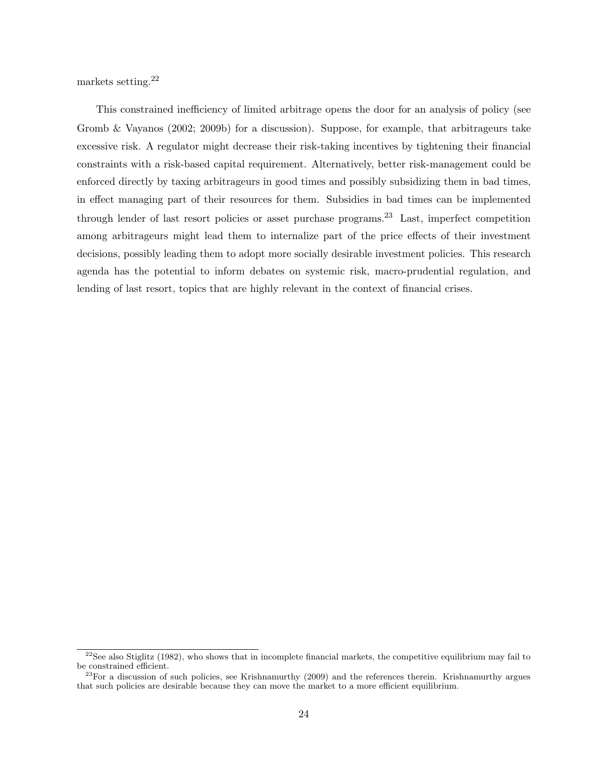markets setting.[22]

This constrained inefficiency of limited arbitrage opens the door for an analysis of policy (see Gromb & Vayanos (2002; 2009b) for a discussion). Suppose, for example, that arbitrageurs take excessive risk. A regulator might decrease their risk-taking incentives by tightening their financial constraints with a risk-based capital requirement. Alternatively, better risk-management could be enforced directly by taxing arbitrageurs in good times and possibly subsidizing them in bad times, in effect managing part of their resources for them. Subsidies in bad times can be implemented through lender of last resort policies or asset purchase programs.[23] Last, imperfect competition among arbitrageurs might lead them to internalize part of the price effects of their investment decisions, possibly leading them to adopt more socially desirable investment policies. This research agenda has the potential to inform debates on systemic risk, macro-prudential regulation, and lending of last resort, topics that are highly relevant in the context of financial crises.

[22] See also Stiglitz (1982), who shows that in incomplete financial markets, the competitive equilibrium may fail to be constrained efficient.

[23] For a discussion of such policies, see Krishnamurthy (2009) and the references therein. Krishnamurthy argues that such policies are desirable because they can move the market to a more efficient equilibrium.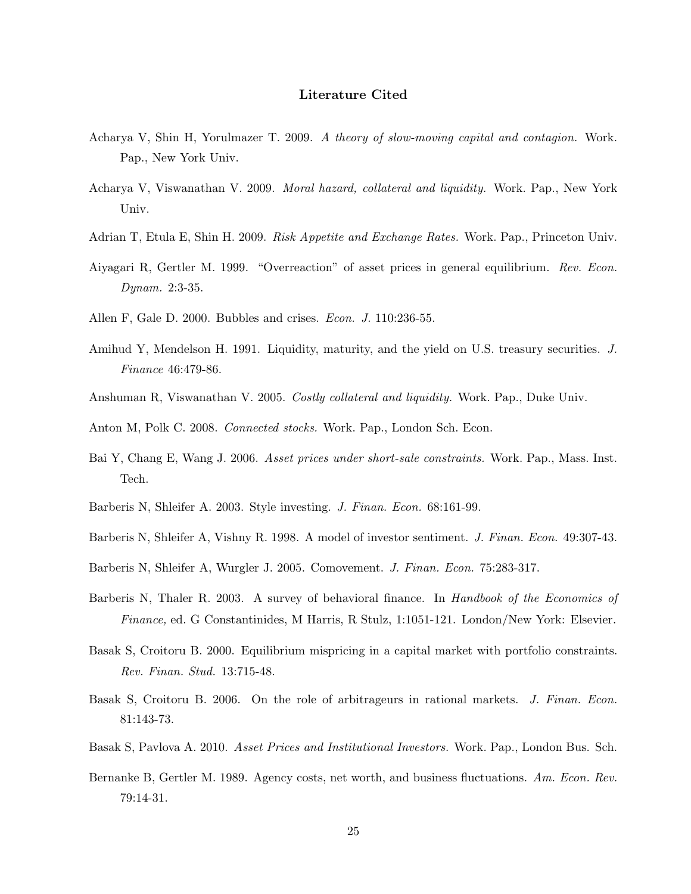## Literature Cited

Acharya V, Shin H, Yorulmazer T. 2009. *A theory of slow-moving capital and contagion.* Work. Pap., New York Univ.

Acharya V, Viswanathan V. 2009. *Moral hazard, collateral and liquidity.* Work. Pap., New York Univ.

Adrian T, Etula E, Shin H. 2009. *Risk Appetite and Exchange Rates.* Work. Pap., Princeton Univ.

Aiyagari R, Gertler M. 1999. "Overreaction" of asset prices in general equilibrium. *Rev. Econ. Dynam.* 2:3-35.

Allen F, Gale D. 2000. Bubbles and crises. *Econ. J.* 110:236-55.

Amihud Y, Mendelson H. 1991. Liquidity, maturity, and the yield on U.S. treasury securities. *J. Finance* 46:479-86.

Anshuman R, Viswanathan V. 2005. *Costly collateral and liquidity.* Work. Pap., Duke Univ.

Anton M, Polk C. 2008. *Connected stocks.* Work. Pap., London Sch. Econ.

Bai Y, Chang E, Wang J. 2006. *Asset prices under short-sale constraints.* Work. Pap., Mass. Inst. Tech.

Barberis N, Shleifer A. 2003. Style investing. *J. Finan. Econ.* 68:161-99.

Barberis N, Shleifer A, Vishny R. 1998. A model of investor sentiment. *J. Finan. Econ.* 49:307-43.

Barberis N, Shleifer A, Wurgler J. 2005. Comovement. *J. Finan. Econ.* 75:283-317.

Barberis N, Thaler R. 2003. A survey of behavioral finance. In *Handbook of the Economics of Finance,* ed. G Constantinides, M Harris, R Stulz, 1:1051-121. London/New York: Elsevier.

Basak S, Croitoru B. 2000. Equilibrium mispricing in a capital market with portfolio constraints. *Rev. Finan. Stud.* 13:715-48.

Basak S, Croitoru B. 2006. On the role of arbitrageurs in rational markets. *J. Finan. Econ.* 81:143-73.

Basak S, Pavlova A. 2010. *Asset Prices and Institutional Investors.* Work. Pap., London Bus. Sch.

Bernanke B, Gertler M. 1989. Agency costs, net worth, and business fluctuations. *Am. Econ. Rev.* 79:14-31.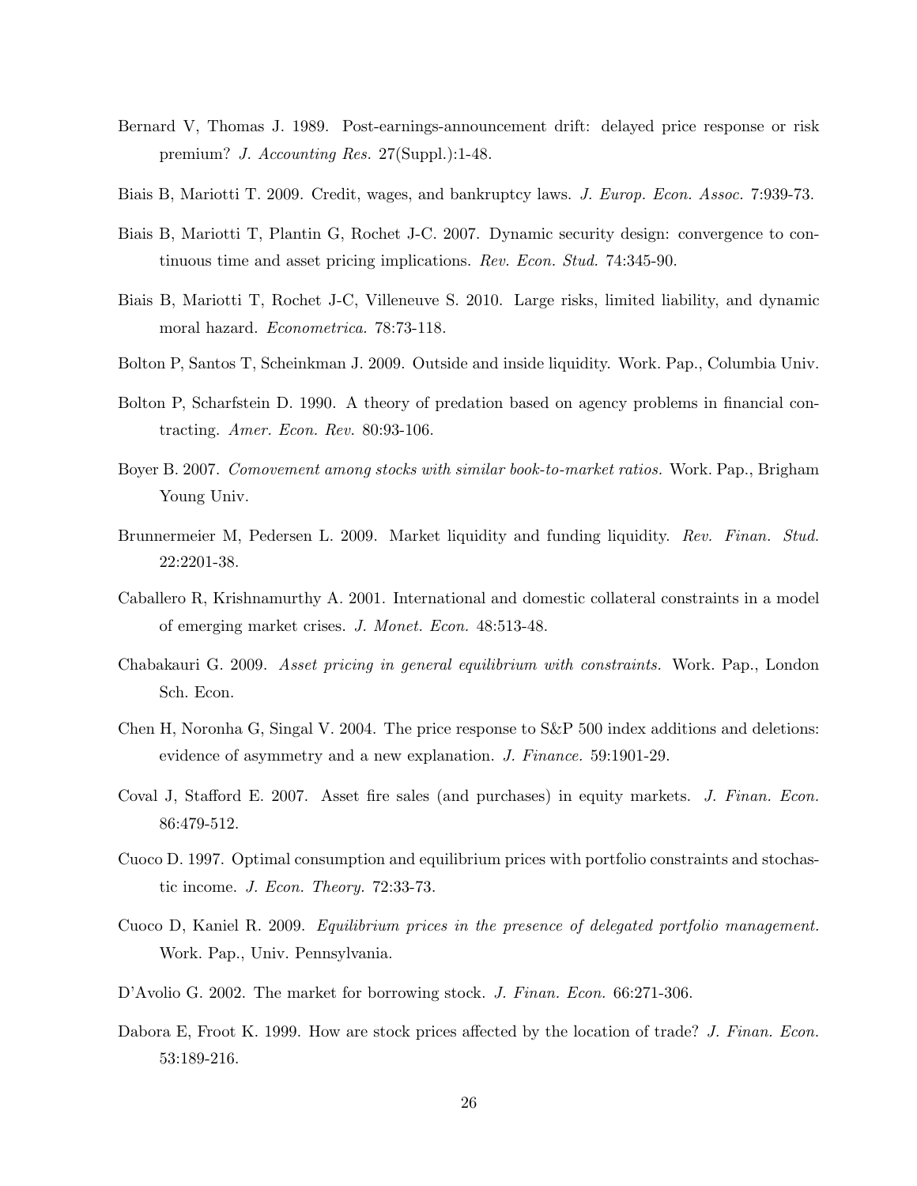Bernard V, Thomas J. 1989. Post-earnings-announcement drift: delayed price response or risk premium? *J. Accounting Res.* 27(Suppl.):1-48.

Biais B, Mariotti T. 2009. Credit, wages, and bankruptcy laws. *J. Europ. Econ. Assoc.* 7:939-73.

Biais B, Mariotti T, Plantin G, Rochet J-C. 2007. Dynamic security design: convergence to continuous time and asset pricing implications. *Rev. Econ. Stud.* 74:345-90.

Biais B, Mariotti T, Rochet J-C, Villeneuve S. 2010. Large risks, limited liability, and dynamic moral hazard. *Econometrica.* 78:73-118.

Bolton P, Santos T, Scheinkman J. 2009. Outside and inside liquidity. Work. Pap., Columbia Univ.

Bolton P, Scharfstein D. 1990. A theory of predation based on agency problems in financial contracting. *Amer. Econ. Rev.* 80:93-106.

Boyer B. 2007. *Comovement among stocks with similar book-to-market ratios.* Work. Pap., Brigham Young Univ.

Brunnermeier M, Pedersen L. 2009. Market liquidity and funding liquidity. *Rev. Finan. Stud.* 22:2201-38.

Caballero R, Krishnamurthy A. 2001. International and domestic collateral constraints in a model of emerging market crises. *J. Monet. Econ.* 48:513-48.

Chabakauri G. 2009. *Asset pricing in general equilibrium with constraints.* Work. Pap., London Sch. Econ.

Chen H, Noronha G, Singal V. 2004. The price response to S&P 500 index additions and deletions: evidence of asymmetry and a new explanation. *J. Finance.* 59:1901-29.

Coval J, Stafford E. 2007. Asset fire sales (and purchases) in equity markets. *J. Finan. Econ.* 86:479-512.

Cuoco D. 1997. Optimal consumption and equilibrium prices with portfolio constraints and stochastic income. *J. Econ. Theory.* 72:33-73.

Cuoco D, Kaniel R. 2009. *Equilibrium prices in the presence of delegated portfolio management.* Work. Pap., Univ. Pennsylvania.

D'Avolio G. 2002. The market for borrowing stock. *J. Finan. Econ.* 66:271-306.

Dabora E, Froot K. 1999. How are stock prices affected by the location of trade? *J. Finan. Econ.* 53:189-216.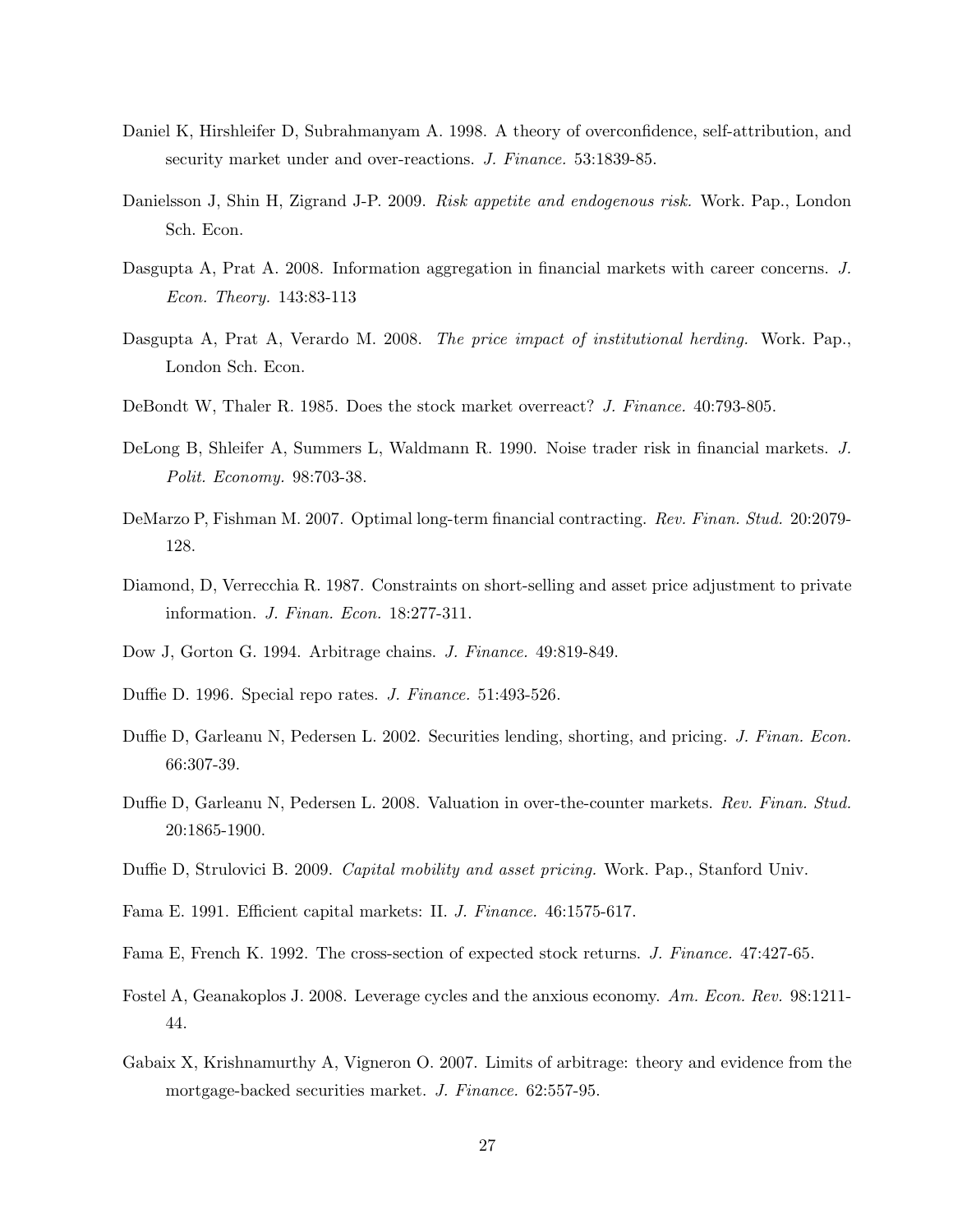Daniel K, Hirshleifer D, Subrahmanyam A. 1998. A theory of overconfidence, self-attribution, and security market under and over-reactions. *J. Finance.* 53:1839-85.

Danielsson J, Shin H, Zigrand J-P. 2009. *Risk appetite and endogenous risk.* Work. Pap., London Sch. Econ.

Dasgupta A, Prat A. 2008. Information aggregation in financial markets with career concerns. *J. Econ. Theory.* 143:83-113

Dasgupta A, Prat A, Verardo M. 2008. *The price impact of institutional herding.* Work. Pap., London Sch. Econ.

DeBondt W, Thaler R. 1985. Does the stock market overreact? *J. Finance.* 40:793-805.

DeLong B, Shleifer A, Summers L, Waldmann R. 1990. Noise trader risk in financial markets. *J. Polit. Economy.* 98:703-38.

DeMarzo P, Fishman M. 2007. Optimal long-term financial contracting. *Rev. Finan. Stud.* 20:2079-128.

Diamond, D, Verrecchia R. 1987. Constraints on short-selling and asset price adjustment to private information. *J. Finan. Econ.* 18:277-311.

Dow J, Gorton G. 1994. Arbitrage chains. *J. Finance.* 49:819-849.

Duffie D. 1996. Special repo rates. *J. Finance.* 51:493-526.

Duffie D, Garleanu N, Pedersen L. 2002. Securities lending, shorting, and pricing. *J. Finan. Econ.* 66:307-39.

Duffie D, Garleanu N, Pedersen L. 2008. Valuation in over-the-counter markets. *Rev. Finan. Stud.* 20:1865-1900.

Duffie D, Strulovici B. 2009. *Capital mobility and asset pricing.* Work. Pap., Stanford Univ.

Fama E. 1991. Efficient capital markets: II. *J. Finance.* 46:1575-617.

Fama E, French K. 1992. The cross-section of expected stock returns. *J. Finance.* 47:427-65.

Fostel A, Geanakoplos J. 2008. Leverage cycles and the anxious economy. *Am. Econ. Rev.* 98:1211-44.

Gabaix X, Krishnamurthy A, Vigneron O. 2007. Limits of arbitrage: theory and evidence from the mortgage-backed securities market. *J. Finance.* 62:557-95.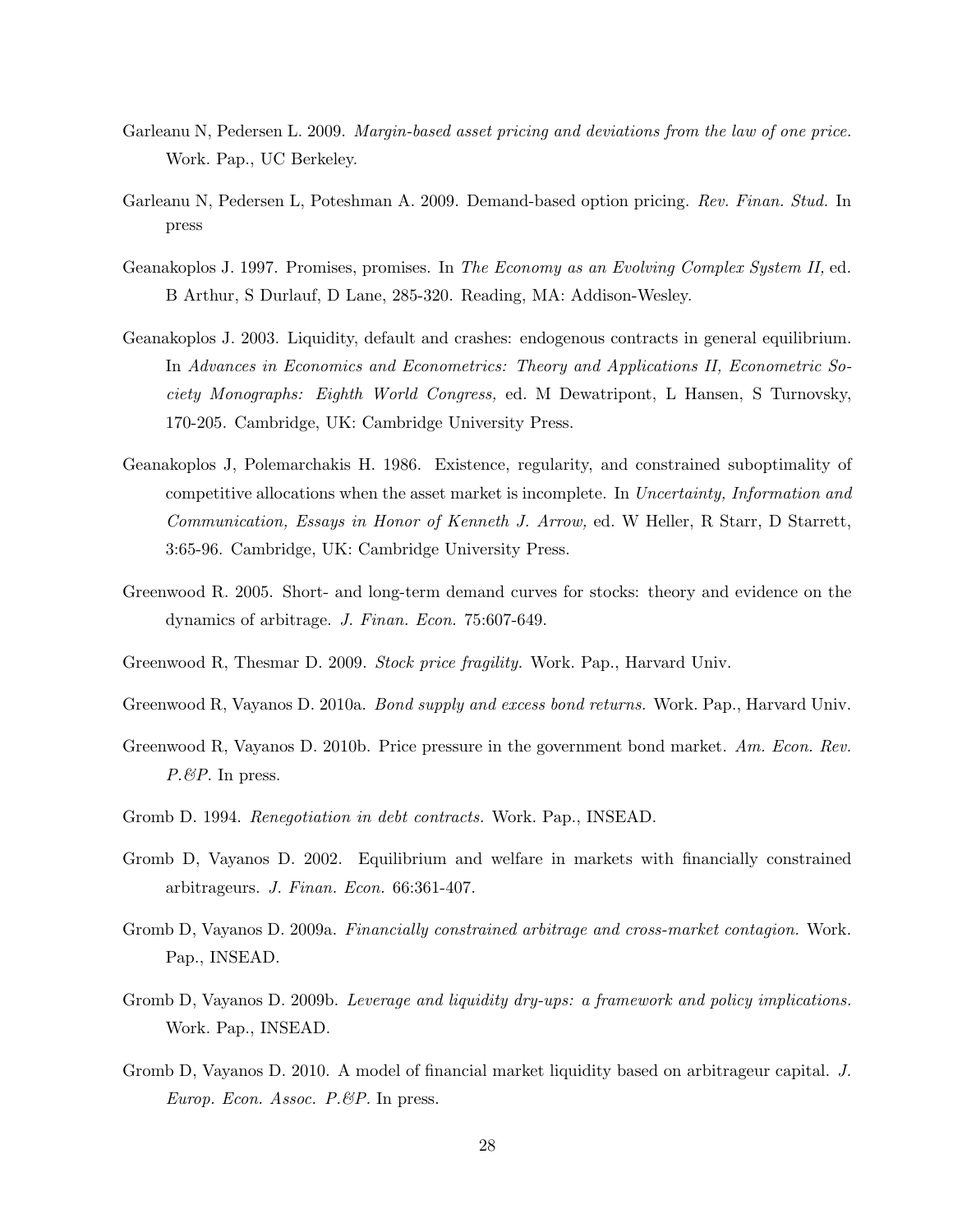Garleanu N, Pedersen L. 2009. *Margin-based asset pricing and deviations from the law of one price.* Work. Pap., UC Berkeley.

Garleanu N, Pedersen L, Poteshman A. 2009. Demand-based option pricing. *Rev. Finan. Stud.* In press

Geanakoplos J. 1997. Promises, promises. In *The Economy as an Evolving Complex System II,* ed. B Arthur, S Durlauf, D Lane, 285-320. Reading, MA: Addison-Wesley.

Geanakoplos J. 2003. Liquidity, default and crashes: endogenous contracts in general equilibrium. In *Advances in Economics and Econometrics: Theory and Applications II, Econometric Society Monographs: Eighth World Congress,* ed. M Dewatripont, L Hansen, S Turnovsky, 170-205. Cambridge, UK: Cambridge University Press.

Geanakoplos J, Polemarchakis H. 1986. Existence, regularity, and constrained suboptimality of competitive allocations when the asset market is incomplete. In *Uncertainty, Information and Communication, Essays in Honor of Kenneth J. Arrow,* ed. W Heller, R Starr, D Starrett, 3:65-96. Cambridge, UK: Cambridge University Press.

Greenwood R. 2005. Short- and long-term demand curves for stocks: theory and evidence on the dynamics of arbitrage. *J. Finan. Econ.* 75:607-649.

Greenwood R, Thesmar D. 2009. *Stock price fragility.* Work. Pap., Harvard Univ.

Greenwood R, Vayanos D. 2010a. *Bond supply and excess bond returns.* Work. Pap., Harvard Univ.

Greenwood R, Vayanos D. 2010b. Price pressure in the government bond market. *Am. Econ. Rev. P.&P.* In press.

Gromb D. 1994. *Renegotiation in debt contracts.* Work. Pap., INSEAD.

Gromb D, Vayanos D. 2002. Equilibrium and welfare in markets with financially constrained arbitrageurs. *J. Finan. Econ.* 66:361-407.

Gromb D, Vayanos D. 2009a. *Financially constrained arbitrage and cross-market contagion.* Work. Pap., INSEAD.

Gromb D, Vayanos D. 2009b. *Leverage and liquidity dry-ups: a framework and policy implications.* Work. Pap., INSEAD.

Gromb D, Vayanos D. 2010. A model of financial market liquidity based on arbitrageur capital. *J. Europ. Econ. Assoc. P.&P.* In press.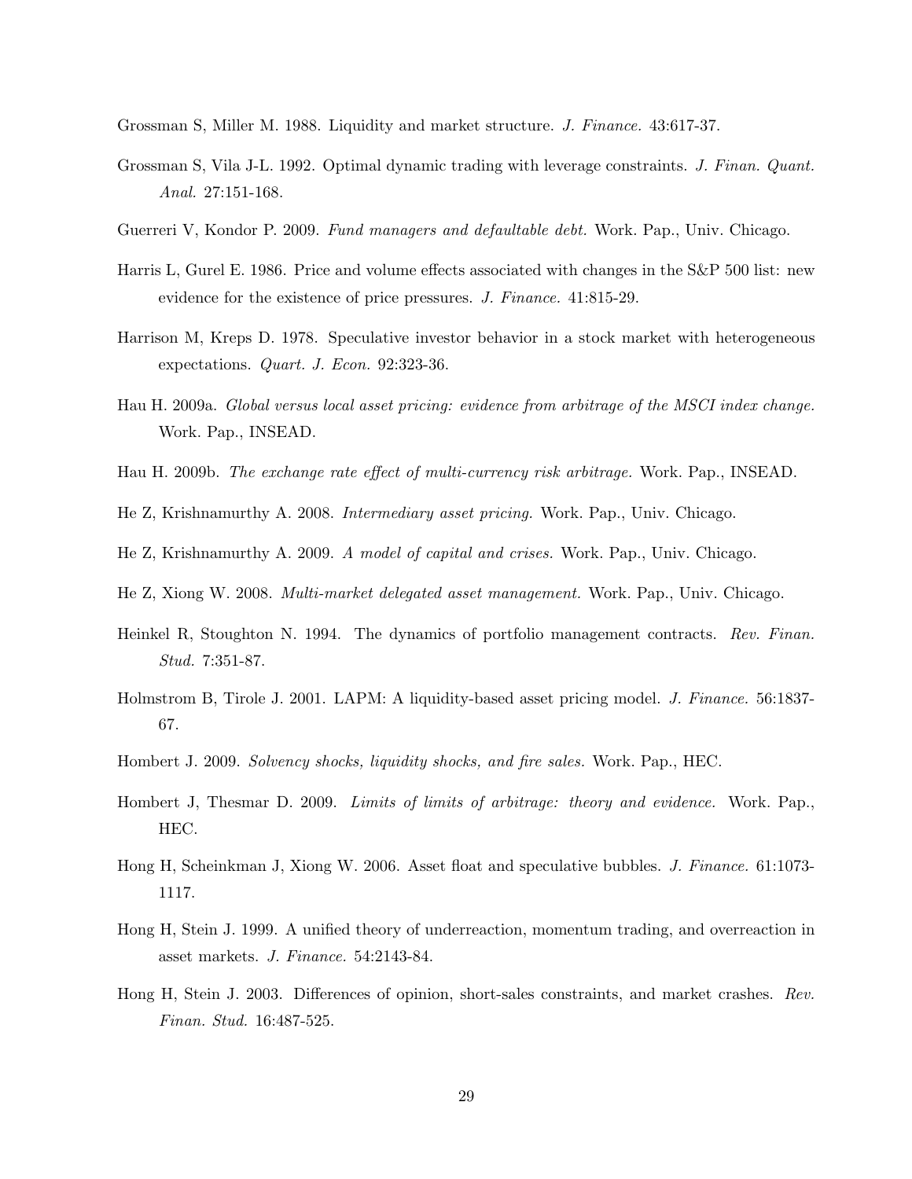Grossman S, Miller M. 1988. Liquidity and market structure. *J. Finance.* 43:617-37.

Grossman S, Vila J-L. 1992. Optimal dynamic trading with leverage constraints. *J. Finan. Quant. Anal.* 27:151-168.

Guerreri V, Kondor P. 2009. *Fund managers and defaultable debt.* Work. Pap., Univ. Chicago.

Harris L, Gurel E. 1986. Price and volume effects associated with changes in the S&P 500 list: new evidence for the existence of price pressures. *J. Finance.* 41:815-29.

Harrison M, Kreps D. 1978. Speculative investor behavior in a stock market with heterogeneous expectations. *Quart. J. Econ.* 92:323-36.

Hau H. 2009a. *Global versus local asset pricing: evidence from arbitrage of the MSCI index change.* Work. Pap., INSEAD.

Hau H. 2009b. *The exchange rate effect of multi-currency risk arbitrage.* Work. Pap., INSEAD.

He Z, Krishnamurthy A. 2008. *Intermediary asset pricing.* Work. Pap., Univ. Chicago.

He Z, Krishnamurthy A. 2009. *A model of capital and crises.* Work. Pap., Univ. Chicago.

He Z, Xiong W. 2008. *Multi-market delegated asset management.* Work. Pap., Univ. Chicago.

Heinkel R, Stoughton N. 1994. The dynamics of portfolio management contracts. *Rev. Finan. Stud.* 7:351-87.

Holmstrom B, Tirole J. 2001. LAPM: A liquidity-based asset pricing model. *J. Finance.* 56:1837-67.

Hombert J. 2009. *Solvency shocks, liquidity shocks, and fire sales.* Work. Pap., HEC.

Hombert J, Thesmar D. 2009. *Limits of limits of arbitrage: theory and evidence.* Work. Pap., HEC.

Hong H, Scheinkman J, Xiong W. 2006. Asset float and speculative bubbles. *J. Finance.* 61:1073-1117.

Hong H, Stein J. 1999. A unified theory of underreaction, momentum trading, and overreaction in asset markets. *J. Finance.* 54:2143-84.

Hong H, Stein J. 2003. Differences of opinion, short-sales constraints, and market crashes. *Rev. Finan. Stud.* 16:487-525.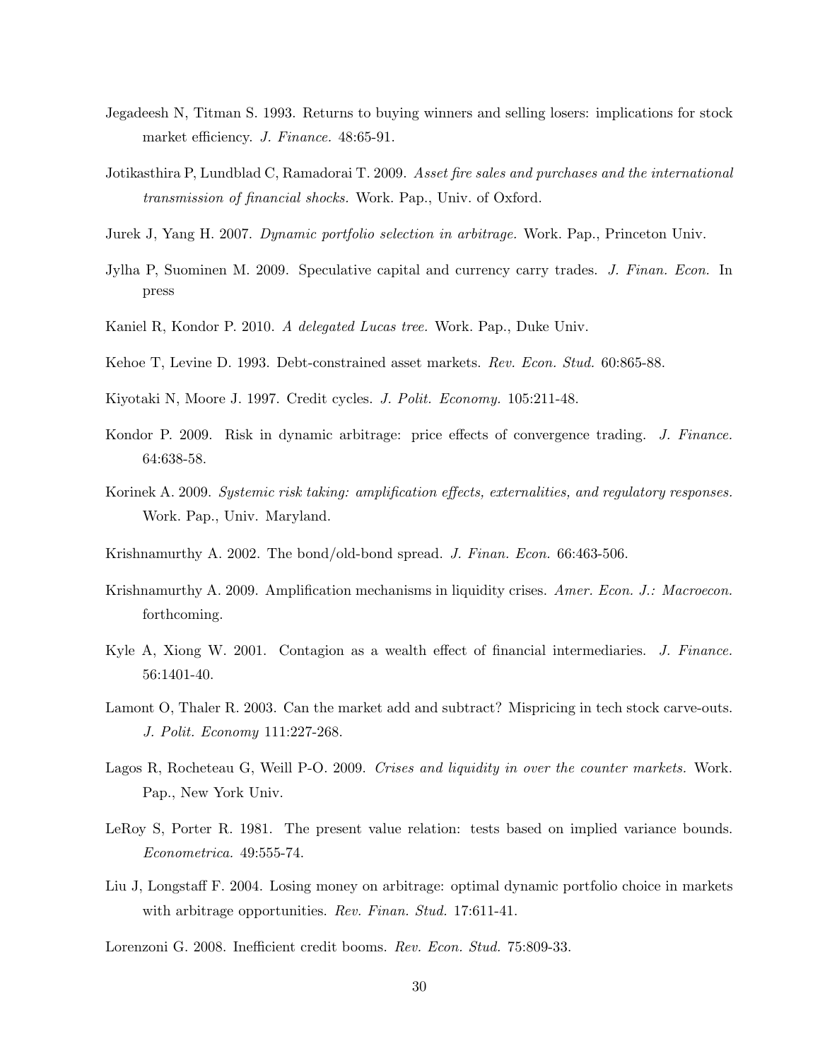Jegadeesh N, Titman S. 1993. Returns to buying winners and selling losers: implications for stock market efficiency. *J. Finance.* 48:65-91.

Jotikasthira P, Lundblad C, Ramadorai T. 2009. *Asset fire sales and purchases and the international transmission of financial shocks.* Work. Pap., Univ. of Oxford.

Jurek J, Yang H. 2007. *Dynamic portfolio selection in arbitrage.* Work. Pap., Princeton Univ.

Jylha P, Suominen M. 2009. Speculative capital and currency carry trades. *J. Finan. Econ.* In press

Kaniel R, Kondor P. 2010. *A delegated Lucas tree.* Work. Pap., Duke Univ.

Kehoe T, Levine D. 1993. Debt-constrained asset markets. *Rev. Econ. Stud.* 60:865-88.

Kiyotaki N, Moore J. 1997. Credit cycles. *J. Polit. Economy.* 105:211-48.

Kondor P. 2009. Risk in dynamic arbitrage: price effects of convergence trading. *J. Finance.* 64:638-58.

Korinek A. 2009. *Systemic risk taking: amplification effects, externalities, and regulatory responses.* Work. Pap., Univ. Maryland.

Krishnamurthy A. 2002. The bond/old-bond spread. *J. Finan. Econ.* 66:463-506.

Krishnamurthy A. 2009. Amplification mechanisms in liquidity crises. *Amer. Econ. J.: Macroecon.* forthcoming.

Kyle A, Xiong W. 2001. Contagion as a wealth effect of financial intermediaries. *J. Finance.* 56:1401-40.

Lamont O, Thaler R. 2003. Can the market add and subtract? Mispricing in tech stock carve-outs. *J. Polit. Economy* 111:227-268.

Lagos R, Rocheteau G, Weill P-O. 2009. *Crises and liquidity in over the counter markets.* Work. Pap., New York Univ.

LeRoy S, Porter R. 1981. The present value relation: tests based on implied variance bounds. *Econometrica.* 49:555-74.

Liu J, Longstaff F. 2004. Losing money on arbitrage: optimal dynamic portfolio choice in markets with arbitrage opportunities. *Rev. Finan. Stud.* 17:611-41.

Lorenzoni G. 2008. Inefficient credit booms. *Rev. Econ. Stud.* 75:809-33.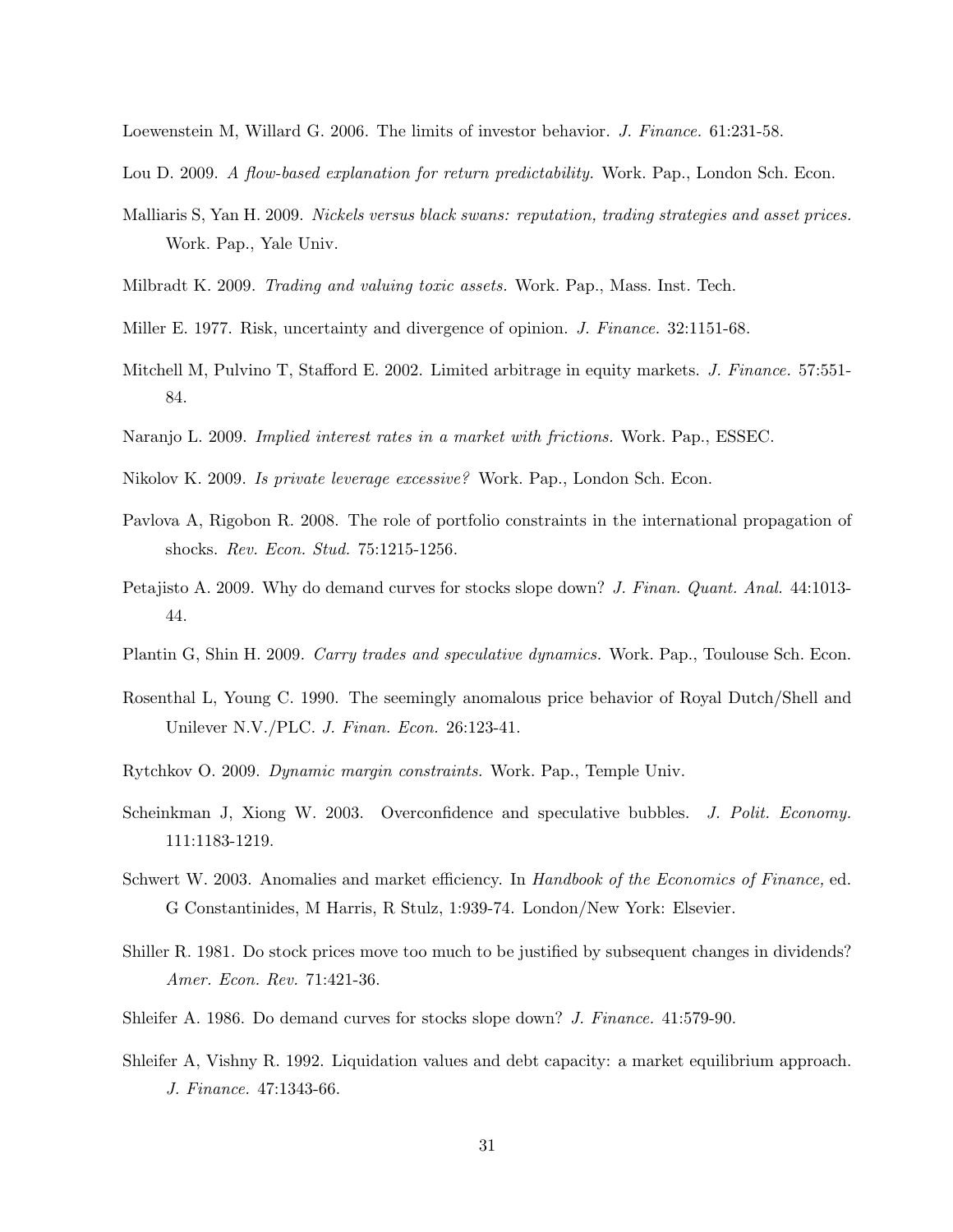Loewenstein M, Willard G. 2006. The limits of investor behavior. *J. Finance.* 61:231-58.

Lou D. 2009. *A flow-based explanation for return predictability.* Work. Pap., London Sch. Econ.

Malliaris S, Yan H. 2009. *Nickels versus black swans: reputation, trading strategies and asset prices.* Work. Pap., Yale Univ.

Milbradt K. 2009. *Trading and valuing toxic assets.* Work. Pap., Mass. Inst. Tech.

Miller E. 1977. Risk, uncertainty and divergence of opinion. *J. Finance.* 32:1151-68.

Mitchell M, Pulvino T, Stafford E. 2002. Limited arbitrage in equity markets. *J. Finance.* 57:551-84.

Naranjo L. 2009. *Implied interest rates in a market with frictions.* Work. Pap., ESSEC.

Nikolov K. 2009. *Is private leverage excessive?* Work. Pap., London Sch. Econ.

Pavlova A, Rigobon R. 2008. The role of portfolio constraints in the international propagation of shocks. *Rev. Econ. Stud.* 75:1215-1256.

Petajisto A. 2009. Why do demand curves for stocks slope down? *J. Finan. Quant. Anal.* 44:1013-44.

Plantin G, Shin H. 2009. *Carry trades and speculative dynamics.* Work. Pap., Toulouse Sch. Econ.

Rosenthal L, Young C. 1990. The seemingly anomalous price behavior of Royal Dutch/Shell and Unilever N.V./PLC. *J. Finan. Econ.* 26:123-41.

Rytchkov O. 2009. *Dynamic margin constraints.* Work. Pap., Temple Univ.

Scheinkman J, Xiong W. 2003. Overconfidence and speculative bubbles. *J. Polit. Economy.* 111:1183-1219.

Schwert W. 2003. Anomalies and market efficiency. In *Handbook of the Economics of Finance,* ed. G Constantinides, M Harris, R Stulz, 1:939-74. London/New York: Elsevier.

Shiller R. 1981. Do stock prices move too much to be justified by subsequent changes in dividends? *Amer. Econ. Rev.* 71:421-36.

Shleifer A. 1986. Do demand curves for stocks slope down? *J. Finance.* 41:579-90.

Shleifer A, Vishny R. 1992. Liquidation values and debt capacity: a market equilibrium approach. *J. Finance.* 47:1343-66.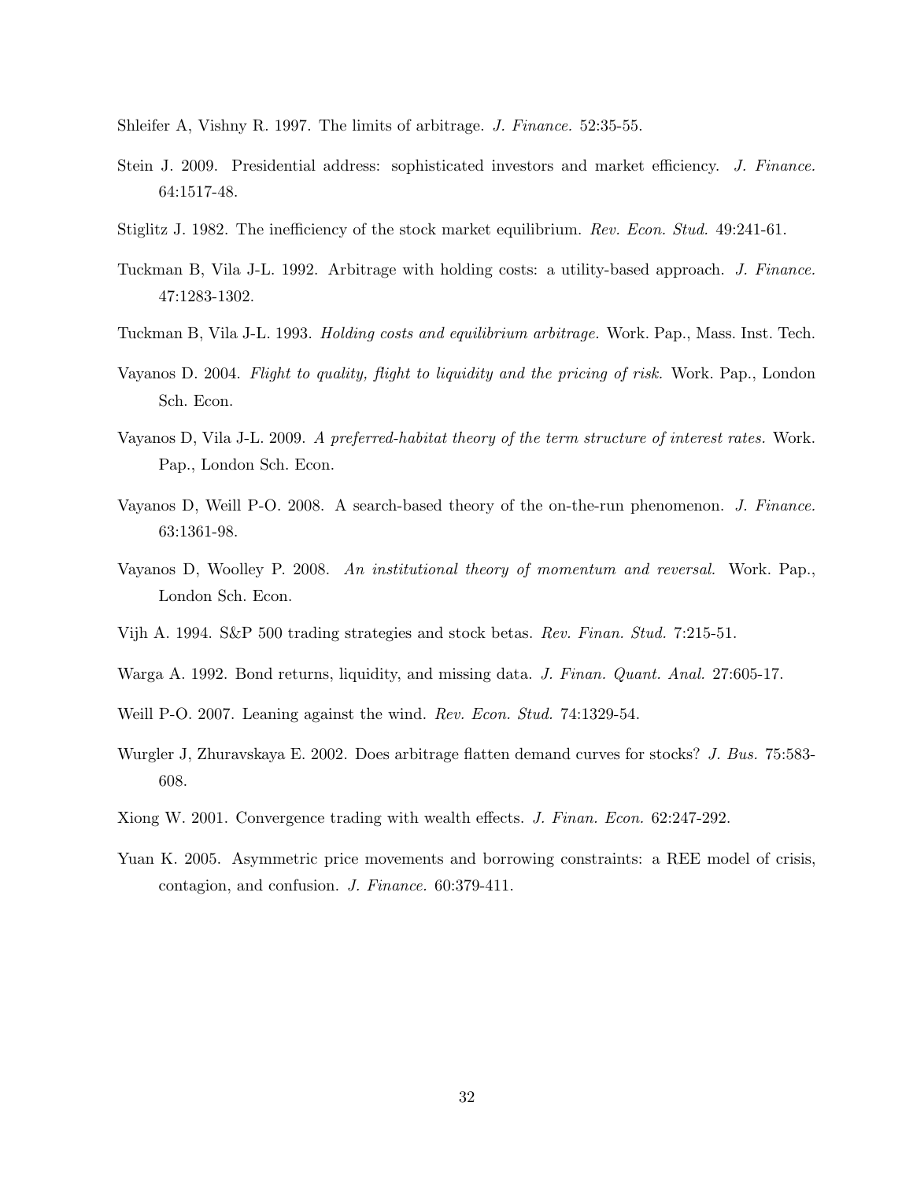Shleifer A, Vishny R. 1997. The limits of arbitrage. *J. Finance.* 52:35-55.

Stein J. 2009. Presidential address: sophisticated investors and market efficiency. *J. Finance.* 64:1517-48.

Stiglitz J. 1982. The inefficiency of the stock market equilibrium. *Rev. Econ. Stud.* 49:241-61.

Tuckman B, Vila J-L. 1992. Arbitrage with holding costs: a utility-based approach. *J. Finance.* 47:1283-1302.

Tuckman B, Vila J-L. 1993. *Holding costs and equilibrium arbitrage.* Work. Pap., Mass. Inst. Tech.

Vayanos D. 2004. *Flight to quality, flight to liquidity and the pricing of risk.* Work. Pap., London Sch. Econ.

Vayanos D, Vila J-L. 2009. *A preferred-habitat theory of the term structure of interest rates.* Work. Pap., London Sch. Econ.

Vayanos D, Weill P-O. 2008. A search-based theory of the on-the-run phenomenon. *J. Finance.* 63:1361-98.

Vayanos D, Woolley P. 2008. *An institutional theory of momentum and reversal.* Work. Pap., London Sch. Econ.

Vijh A. 1994. S&P 500 trading strategies and stock betas. *Rev. Finan. Stud.* 7:215-51.

Warga A. 1992. Bond returns, liquidity, and missing data. *J. Finan. Quant. Anal.* 27:605-17.

Weill P-O. 2007. Leaning against the wind. *Rev. Econ. Stud.* 74:1329-54.

Wurgler J, Zhuravskaya E. 2002. Does arbitrage flatten demand curves for stocks? *J. Bus.* 75:583-608.

Xiong W. 2001. Convergence trading with wealth effects. *J. Finan. Econ.* 62:247-292.

Yuan K. 2005. Asymmetric price movements and borrowing constraints: a REE model of crisis, contagion, and confusion. *J. Finance.* 60:379-411.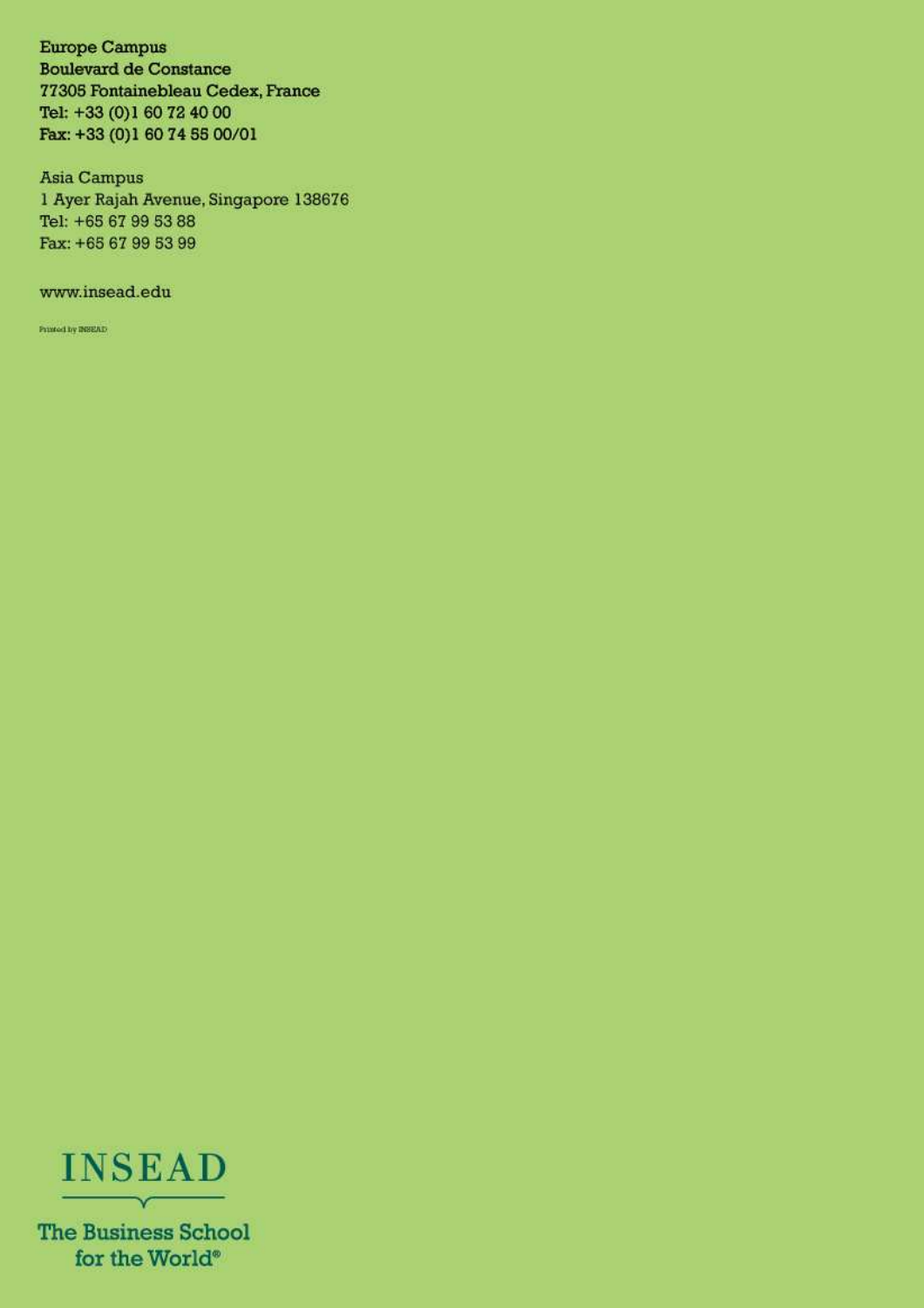**Europe Campus**
**Boulevard de Constance**
**77305 Fontainebleau Cedex, France**
**Tel: +33 (0)1 60 72 40 00**
**Fax: +33 (0)1 60 74 55 00/01**

Asia Campus
1 Ayer Rajah Avenue, Singapore 138676
Tel: +65 67 99 53 88
Fax: +65 67 99 53 99

www.insead.edu

Printed by INSEAD

INSEAD

The Business School for the World®